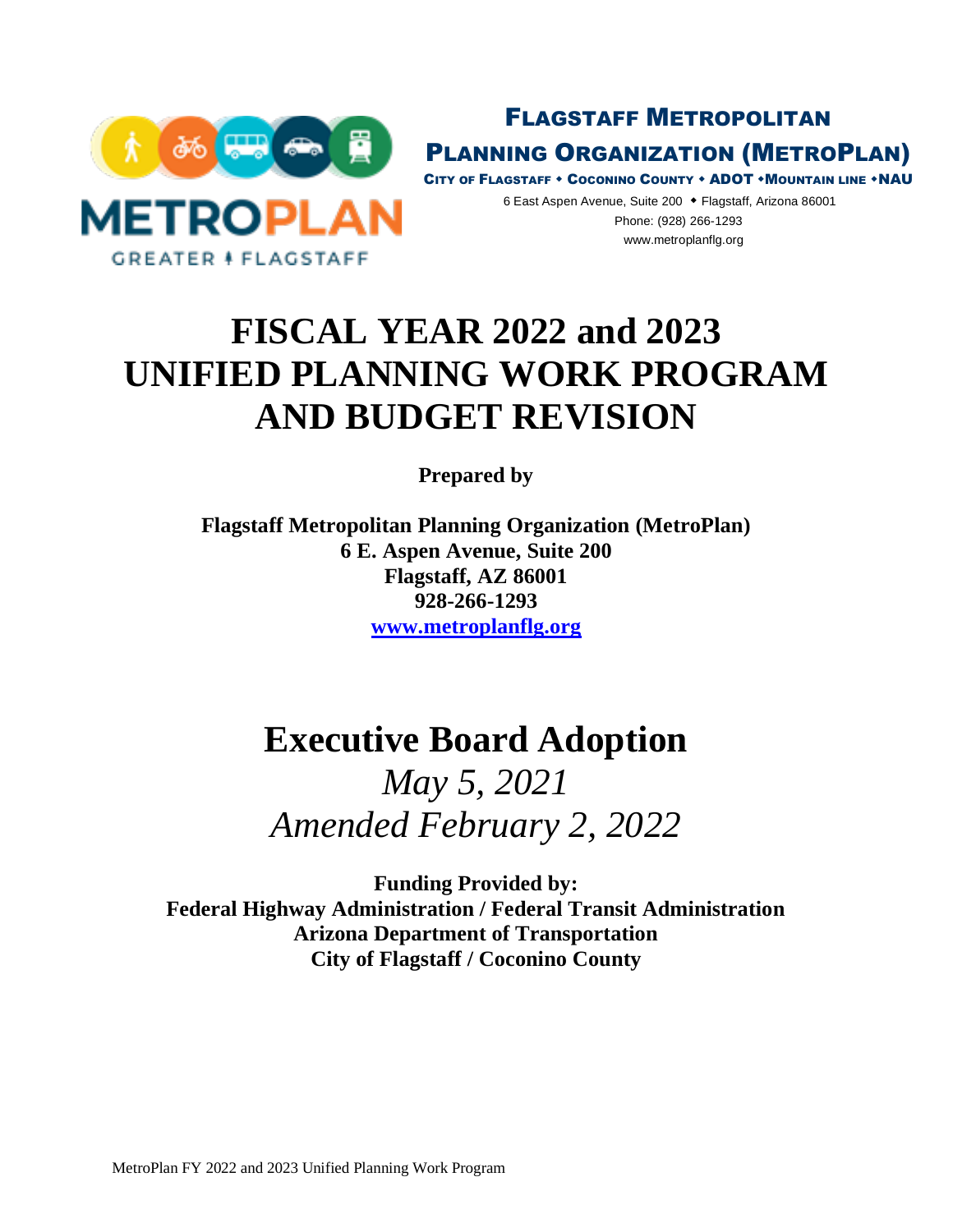METROPLAN

GREATER FLAGSTAFF

**FLAGSTAFF METROPOLITAN PLANNING ORGANIZATION (METROPLAN)**

**CITY OF FLAGSTAFF • COCONINO COUNTY • ADOT • MOUNTAIN LINE • NAU**

6 East Aspen Avenue, Suite 200 • Flagstaff, Arizona 86001
Phone: (928) 266-1293
www.metroplanflg.org

# FISCAL YEAR 2022 and 2023 UNIFIED PLANNING WORK PROGRAM AND BUDGET REVISION

**Prepared by**

**Flagstaff Metropolitan Planning Organization (MetroPlan)**
**6 E. Aspen Avenue, Suite 200**
**Flagstaff, AZ 86001**
**928-266-1293**
**www.metroplanflg.org**

# Executive Board Adoption

*May 5, 2021*

*Amended February 2, 2022*

**Funding Provided by:**
**Federal Highway Administration / Federal Transit Administration**
**Arizona Department of Transportation**
**City of Flagstaff / Coconino County**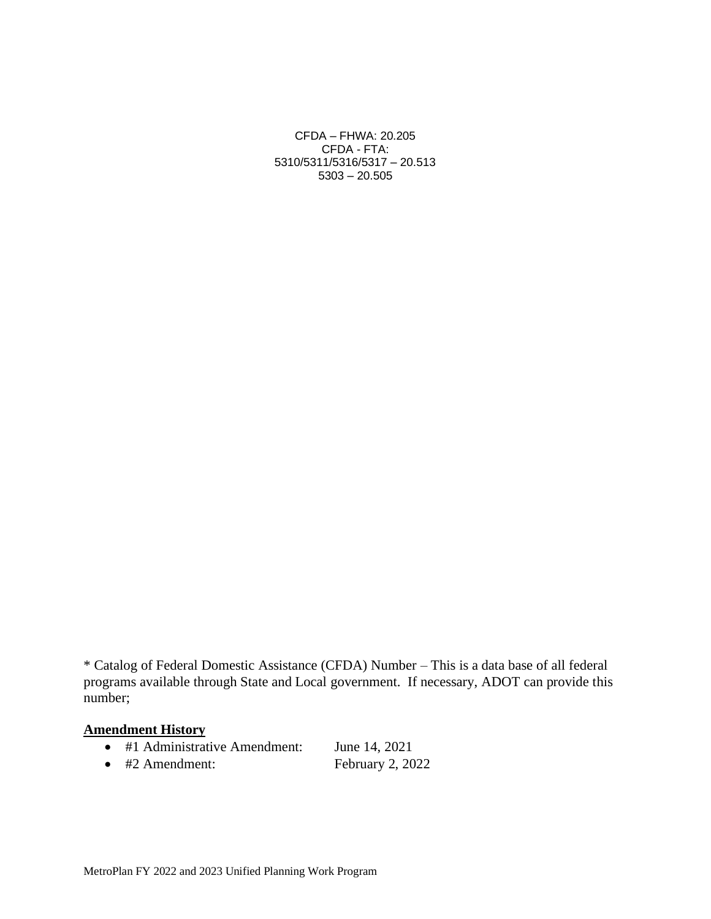CFDA – FHWA: 20.205
CFDA - FTA:
5310/5311/5316/5317 – 20.513
5303 – 20.505

* Catalog of Federal Domestic Assistance (CFDA) Number – This is a data base of all federal programs available through State and Local government. If necessary, ADOT can provide this number;

**Amendment History**

- #1 Administrative Amendment: June 14, 2021
- #2 Amendment: February 2, 2022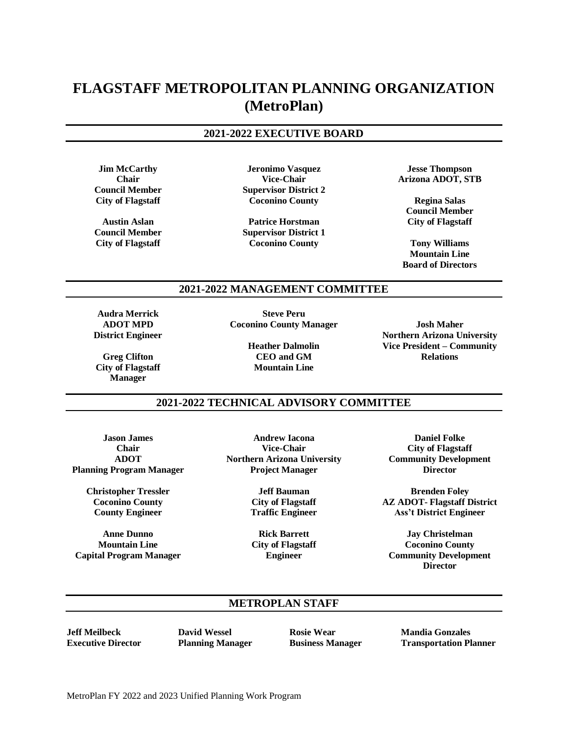# FLAGSTAFF METROPOLITAN PLANNING ORGANIZATION (MetroPlan)

## 2021-2022 EXECUTIVE BOARD

**Jim McCarthy**
**Chair**
**Council Member**
**City of Flagstaff**

**Austin Aslan**
**Council Member**
**City of Flagstaff**

**Jeronimo Vasquez**
**Vice-Chair**
**Supervisor District 2**
**Coconino County**

**Patrice Horstman**
**Supervisor District 1**
**Coconino County**

**Jesse Thompson**
**Arizona ADOT, STB**

**Regina Salas**
**Council Member**
**City of Flagstaff**

**Tony Williams**
**Mountain Line**
**Board of Directors**

## 2021-2022 MANAGEMENT COMMITTEE

**Audra Merrick**
**ADOT MPD**
**District Engineer**

**Greg Clifton**
**City of Flagstaff**
**Manager**

**Steve Peru**
**Coconino County Manager**

**Heather Dalmolin**
**CEO and GM**
**Mountain Line**

**Josh Maher**
**Northern Arizona University**
**Vice President – Community Relations**

## 2021-2022 TECHNICAL ADVISORY COMMITTEE

**Jason James**
**Chair**
**ADOT**
**Planning Program Manager**

**Andrew Iacona**
**Vice-Chair**
**Northern Arizona University**
**Project Manager**

**Daniel Folke**
**City of Flagstaff**
**Community Development Director**

**Christopher Tressler**
**Coconino County**
**County Engineer**

**Jeff Bauman**
**City of Flagstaff**
**Traffic Engineer**

**Brenden Foley**
**AZ ADOT- Flagstaff District**
**Ass't District Engineer**

**Anne Dunno**
**Mountain Line**
**Capital Program Manager**

**Rick Barrett**
**City of Flagstaff**
**Engineer**

**Jay Christelman**
**Coconino County**
**Community Development Director**

## METROPLAN STAFF

**Jeff Meilbeck**
**Executive Director**

**David Wessel**
**Planning Manager**

**Rosie Wear**
**Business Manager**

**Mandia Gonzales**
**Transportation Planner**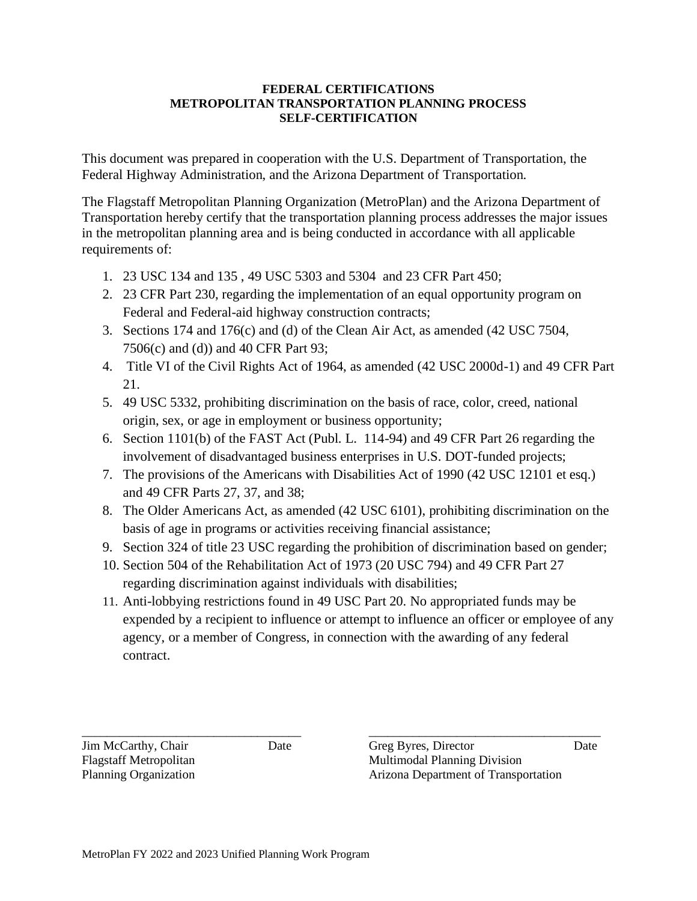**FEDERAL CERTIFICATIONS**
**METROPOLITAN TRANSPORTATION PLANNING PROCESS**
**SELF-CERTIFICATION**

This document was prepared in cooperation with the U.S. Department of Transportation, the Federal Highway Administration, and the Arizona Department of Transportation.

The Flagstaff Metropolitan Planning Organization (MetroPlan) and the Arizona Department of Transportation hereby certify that the transportation planning process addresses the major issues in the metropolitan planning area and is being conducted in accordance with all applicable requirements of:

1. 23 USC 134 and 135 , 49 USC 5303 and 5304 and 23 CFR Part 450;
2. 23 CFR Part 230, regarding the implementation of an equal opportunity program on Federal and Federal-aid highway construction contracts;
3. Sections 174 and 176(c) and (d) of the Clean Air Act, as amended (42 USC 7504, 7506(c) and (d)) and 40 CFR Part 93;
4. Title VI of the Civil Rights Act of 1964, as amended (42 USC 2000d-1) and 49 CFR Part 21.
5. 49 USC 5332, prohibiting discrimination on the basis of race, color, creed, national origin, sex, or age in employment or business opportunity;
6. Section 1101(b) of the FAST Act (Publ. L. 114-94) and 49 CFR Part 26 regarding the involvement of disadvantaged business enterprises in U.S. DOT-funded projects;
7. The provisions of the Americans with Disabilities Act of 1990 (42 USC 12101 et esq.) and 49 CFR Parts 27, 37, and 38;
8. The Older Americans Act, as amended (42 USC 6101), prohibiting discrimination on the basis of age in programs or activities receiving financial assistance;
9. Section 324 of title 23 USC regarding the prohibition of discrimination based on gender;
10. Section 504 of the Rehabilitation Act of 1973 (20 USC 794) and 49 CFR Part 27 regarding discrimination against individuals with disabilities;
11. Anti-lobbying restrictions found in 49 USC Part 20. No appropriated funds may be expended by a recipient to influence or attempt to influence an officer or employee of any agency, or a member of Congress, in connection with the awarding of any federal contract.

\_\_\_\_\_\_\_\_\_\_\_\_\_\_\_\_\_\_\_\_\_\_\_\_\_\_\_\_\_\_\_\_\_\_\_\_
Jim McCarthy, Chair Date
Flagstaff Metropolitan
Planning Organization

\_\_\_\_\_\_\_\_\_\_\_\_\_\_\_\_\_\_\_\_\_\_\_\_\_\_\_\_\_\_\_\_\_\_\_\_
Greg Byres, Director Date
Multimodal Planning Division
Arizona Department of Transportation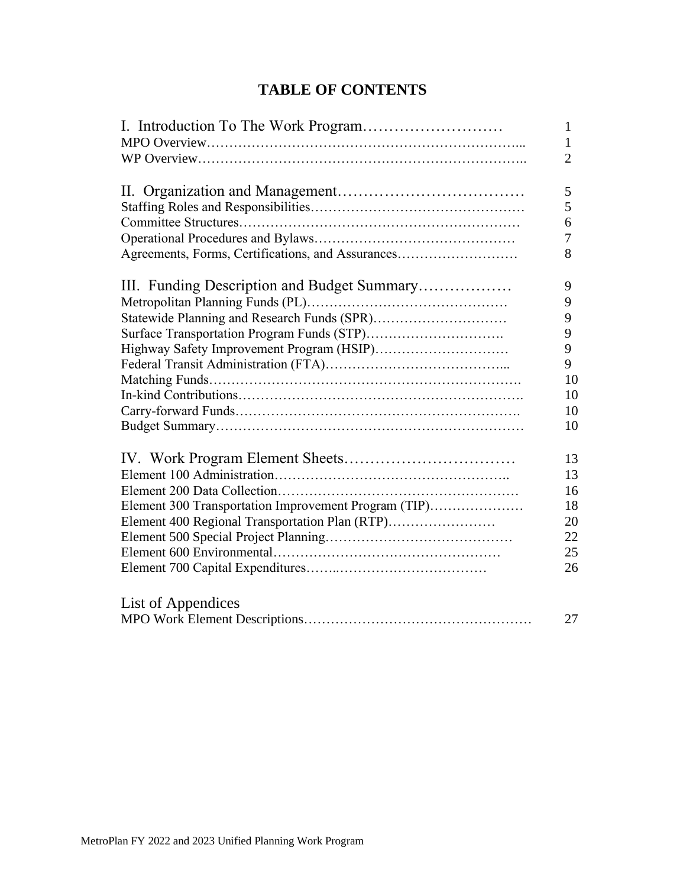# TABLE OF CONTENTS

| | |
|---|---|
| **I. Introduction To The Work Program** | 1 |
| MPO Overview | 1 |
| WP Overview | 2 |
| | |
| **II. Organization and Management** | 5 |
| Staffing Roles and Responsibilities | 5 |
| Committee Structures | 6 |
| Operational Procedures and Bylaws | 7 |
| Agreements, Forms, Certifications, and Assurances | 8 |
| | |
| **III. Funding Description and Budget Summary** | 9 |
| Metropolitan Planning Funds (PL) | 9 |
| Statewide Planning and Research Funds (SPR) | 9 |
| Surface Transportation Program Funds (STP) | 9 |
| Highway Safety Improvement Program (HSIP) | 9 |
| Federal Transit Administration (FTA) | 9 |
| Matching Funds | 10 |
| In-kind Contributions | 10 |
| Carry-forward Funds | 10 |
| Budget Summary | 10 |
| | |
| **IV. Work Program Element Sheets** | 13 |
| Element 100 Administration | 13 |
| Element 200 Data Collection | 16 |
| Element 300 Transportation Improvement Program (TIP) | 18 |
| Element 400 Regional Transportation Plan (RTP) | 20 |
| Element 500 Special Project Planning | 22 |
| Element 600 Environmental | 25 |
| Element 700 Capital Expenditures | 26 |
| | |
| **List of Appendices** | |
| MPO Work Element Descriptions | 27 |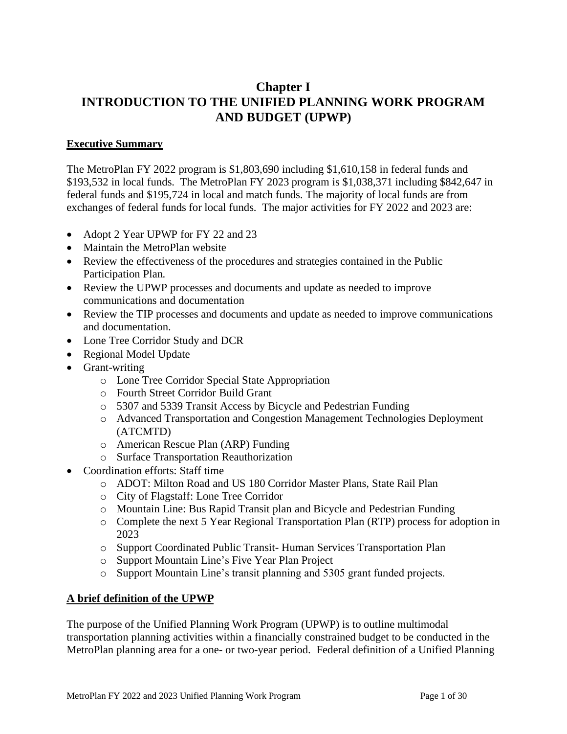# Chapter I
# INTRODUCTION TO THE UNIFIED PLANNING WORK PROGRAM AND BUDGET (UPWP)

## Executive Summary

The MetroPlan FY 2022 program is $1,803,690 including $1,610,158 in federal funds and $193,532 in local funds. The MetroPlan FY 2023 program is $1,038,371 including $842,647 in federal funds and $195,724 in local and match funds. The majority of local funds are from exchanges of federal funds for local funds. The major activities for FY 2022 and 2023 are:

- Adopt 2 Year UPWP for FY 22 and 23
- Maintain the MetroPlan website
- Review the effectiveness of the procedures and strategies contained in the Public Participation Plan.
- Review the UPWP processes and documents and update as needed to improve communications and documentation
- Review the TIP processes and documents and update as needed to improve communications and documentation.
- Lone Tree Corridor Study and DCR
- Regional Model Update
- Grant-writing
  - Lone Tree Corridor Special State Appropriation
  - Fourth Street Corridor Build Grant
  - 5307 and 5339 Transit Access by Bicycle and Pedestrian Funding
  - Advanced Transportation and Congestion Management Technologies Deployment (ATCMTD)
  - American Rescue Plan (ARP) Funding
  - Surface Transportation Reauthorization
- Coordination efforts: Staff time
  - ADOT: Milton Road and US 180 Corridor Master Plans, State Rail Plan
  - City of Flagstaff: Lone Tree Corridor
  - Mountain Line: Bus Rapid Transit plan and Bicycle and Pedestrian Funding
  - Complete the next 5 Year Regional Transportation Plan (RTP) process for adoption in 2023
  - Support Coordinated Public Transit- Human Services Transportation Plan
  - Support Mountain Line's Five Year Plan Project
  - Support Mountain Line's transit planning and 5305 grant funded projects.

## A brief definition of the UPWP

The purpose of the Unified Planning Work Program (UPWP) is to outline multimodal transportation planning activities within a financially constrained budget to be conducted in the MetroPlan planning area for a one- or two-year period. Federal definition of a Unified Planning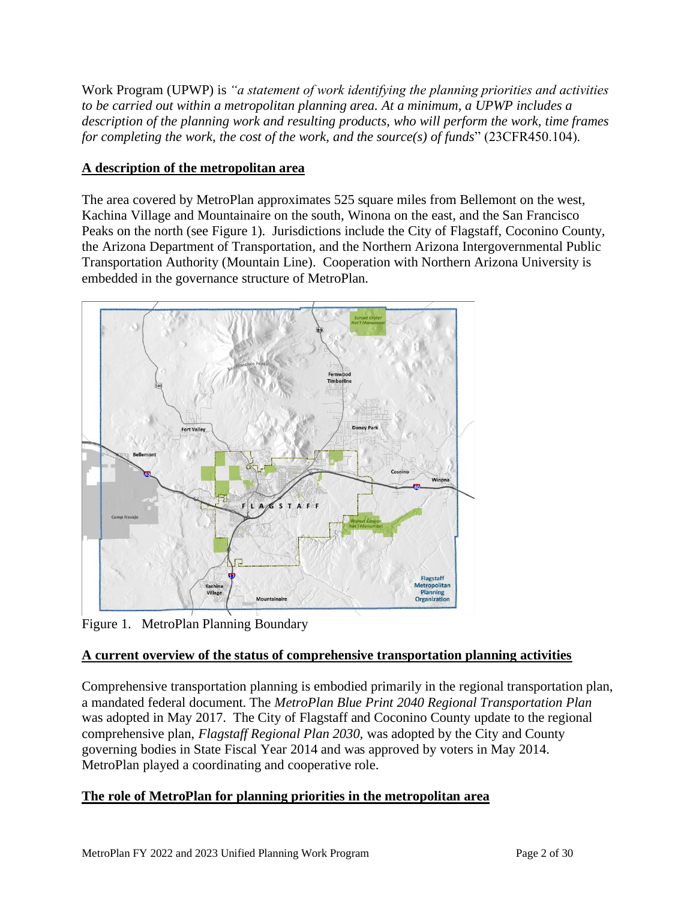Work Program (UPWP) is *"a statement of work identifying the planning priorities and activities to be carried out within a metropolitan planning area. At a minimum, a UPWP includes a description of the planning work and resulting products, who will perform the work, time frames for completing the work, the cost of the work, and the source(s) of funds*" (23CFR450.104).

**A description of the metropolitan area**

The area covered by MetroPlan approximates 525 square miles from Bellemont on the west, Kachina Village and Mountainaire on the south, Winona on the east, and the San Francisco Peaks on the north (see Figure 1). Jurisdictions include the City of Flagstaff, Coconino County, the Arizona Department of Transportation, and the Northern Arizona Intergovernmental Public Transportation Authority (Mountain Line). Cooperation with Northern Arizona University is embedded in the governance structure of MetroPlan.

Figure 1. MetroPlan Planning Boundary

**A current overview of the status of comprehensive transportation planning activities**

Comprehensive transportation planning is embodied primarily in the regional transportation plan, a mandated federal document. The *MetroPlan Blue Print 2040 Regional Transportation Plan* was adopted in May 2017. The City of Flagstaff and Coconino County update to the regional comprehensive plan, *Flagstaff Regional Plan 2030,* was adopted by the City and County governing bodies in State Fiscal Year 2014 and was approved by voters in May 2014. MetroPlan played a coordinating and cooperative role.

**The role of MetroPlan for planning priorities in the metropolitan area**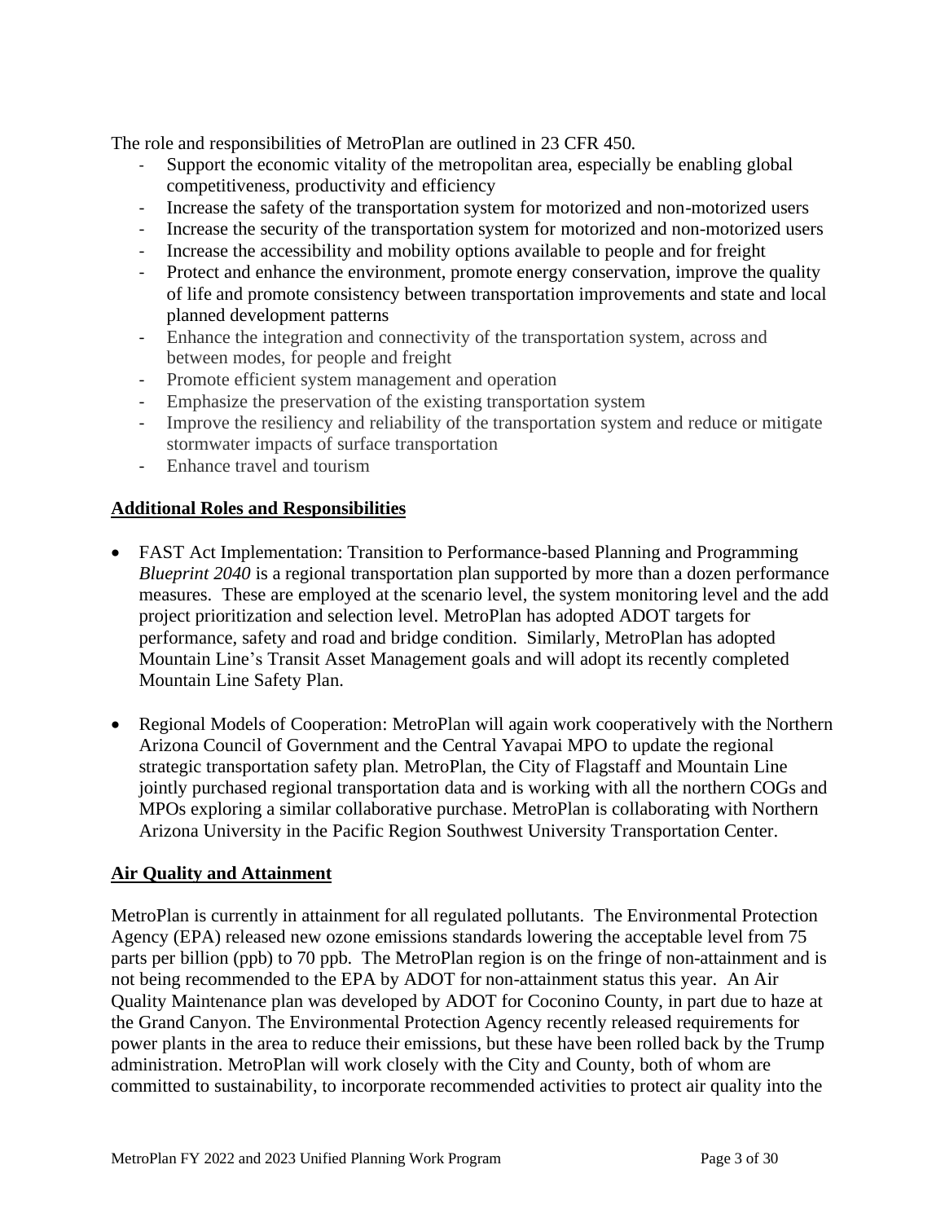The role and responsibilities of MetroPlan are outlined in 23 CFR 450.

- Support the economic vitality of the metropolitan area, especially be enabling global competitiveness, productivity and efficiency
- Increase the safety of the transportation system for motorized and non-motorized users
- Increase the security of the transportation system for motorized and non-motorized users
- Increase the accessibility and mobility options available to people and for freight
- Protect and enhance the environment, promote energy conservation, improve the quality of life and promote consistency between transportation improvements and state and local planned development patterns
- Enhance the integration and connectivity of the transportation system, across and between modes, for people and freight
- Promote efficient system management and operation
- Emphasize the preservation of the existing transportation system
- Improve the resiliency and reliability of the transportation system and reduce or mitigate stormwater impacts of surface transportation
- Enhance travel and tourism

## Additional Roles and Responsibilities

- FAST Act Implementation: Transition to Performance-based Planning and Programming *Blueprint 2040* is a regional transportation plan supported by more than a dozen performance measures. These are employed at the scenario level, the system monitoring level and the add project prioritization and selection level. MetroPlan has adopted ADOT targets for performance, safety and road and bridge condition. Similarly, MetroPlan has adopted Mountain Line's Transit Asset Management goals and will adopt its recently completed Mountain Line Safety Plan.

- Regional Models of Cooperation: MetroPlan will again work cooperatively with the Northern Arizona Council of Government and the Central Yavapai MPO to update the regional strategic transportation safety plan. MetroPlan, the City of Flagstaff and Mountain Line jointly purchased regional transportation data and is working with all the northern COGs and MPOs exploring a similar collaborative purchase. MetroPlan is collaborating with Northern Arizona University in the Pacific Region Southwest University Transportation Center.

## Air Quality and Attainment

MetroPlan is currently in attainment for all regulated pollutants. The Environmental Protection Agency (EPA) released new ozone emissions standards lowering the acceptable level from 75 parts per billion (ppb) to 70 ppb. The MetroPlan region is on the fringe of non-attainment and is not being recommended to the EPA by ADOT for non-attainment status this year. An Air Quality Maintenance plan was developed by ADOT for Coconino County, in part due to haze at the Grand Canyon. The Environmental Protection Agency recently released requirements for power plants in the area to reduce their emissions, but these have been rolled back by the Trump administration. MetroPlan will work closely with the City and County, both of whom are committed to sustainability, to incorporate recommended activities to protect air quality into the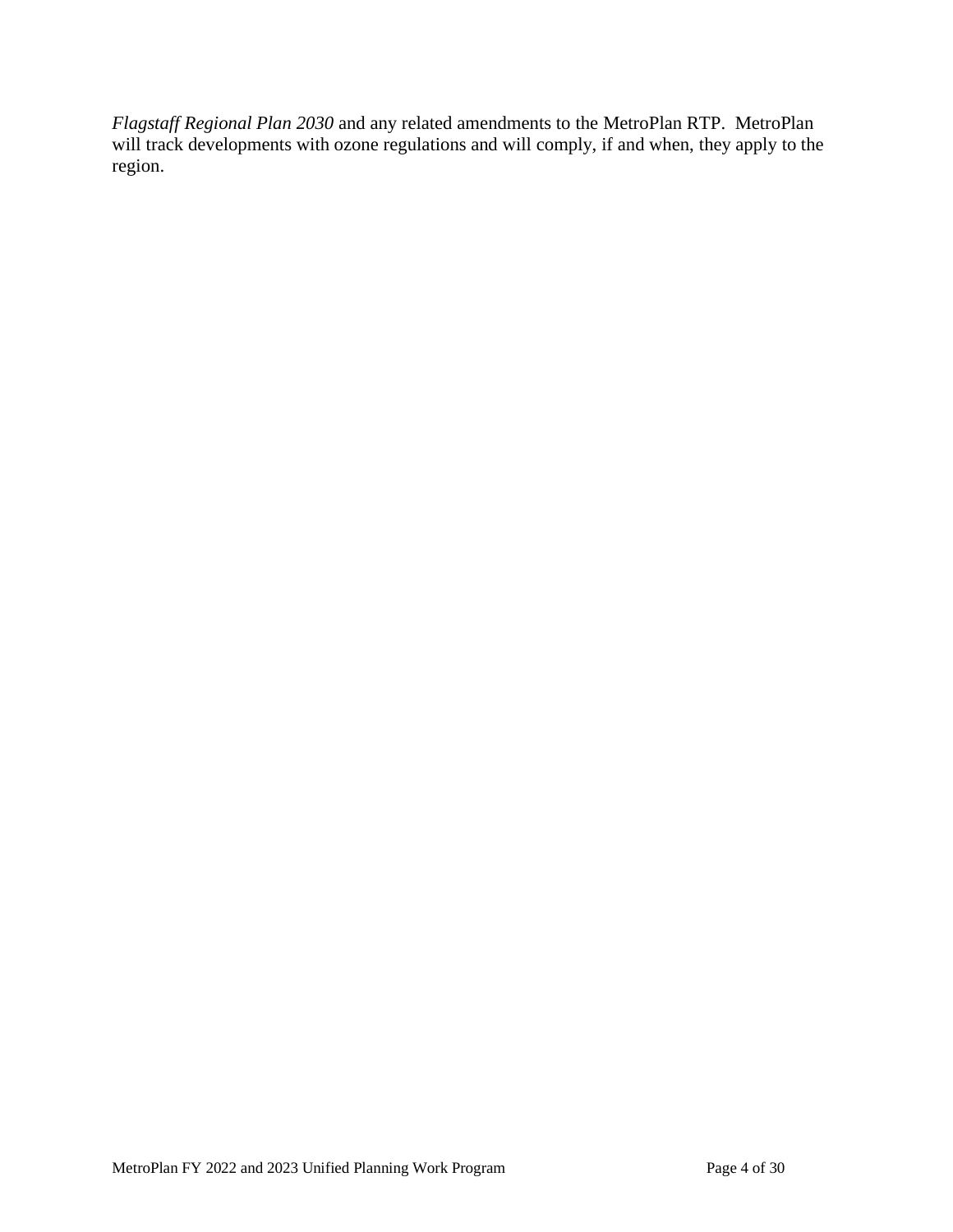*Flagstaff Regional Plan 2030* and any related amendments to the MetroPlan RTP. MetroPlan will track developments with ozone regulations and will comply, if and when, they apply to the region.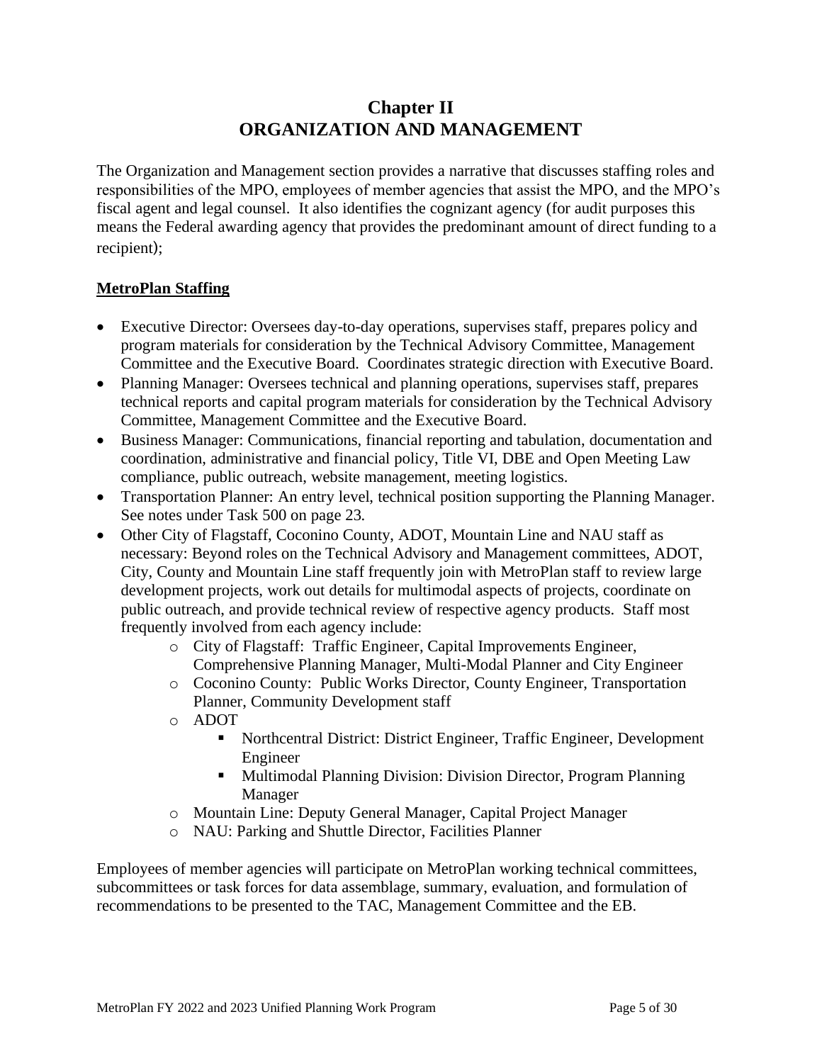# Chapter II
# ORGANIZATION AND MANAGEMENT

The Organization and Management section provides a narrative that discusses staffing roles and responsibilities of the MPO, employees of member agencies that assist the MPO, and the MPO's fiscal agent and legal counsel. It also identifies the cognizant agency (for audit purposes this means the Federal awarding agency that provides the predominant amount of direct funding to a recipient);

## <u>MetroPlan Staffing</u>

- Executive Director: Oversees day-to-day operations, supervises staff, prepares policy and program materials for consideration by the Technical Advisory Committee, Management Committee and the Executive Board. Coordinates strategic direction with Executive Board.
- Planning Manager: Oversees technical and planning operations, supervises staff, prepares technical reports and capital program materials for consideration by the Technical Advisory Committee, Management Committee and the Executive Board.
- Business Manager: Communications, financial reporting and tabulation, documentation and coordination, administrative and financial policy, Title VI, DBE and Open Meeting Law compliance, public outreach, website management, meeting logistics.
- Transportation Planner: An entry level, technical position supporting the Planning Manager. See notes under Task 500 on page 23.
- Other City of Flagstaff, Coconino County, ADOT, Mountain Line and NAU staff as necessary: Beyond roles on the Technical Advisory and Management committees, ADOT, City, County and Mountain Line staff frequently join with MetroPlan staff to review large development projects, work out details for multimodal aspects of projects, coordinate on public outreach, and provide technical review of respective agency products. Staff most frequently involved from each agency include:
  - City of Flagstaff: Traffic Engineer, Capital Improvements Engineer, Comprehensive Planning Manager, Multi-Modal Planner and City Engineer
  - Coconino County: Public Works Director, County Engineer, Transportation Planner, Community Development staff
  - ADOT
    - Northcentral District: District Engineer, Traffic Engineer, Development Engineer
    - Multimodal Planning Division: Division Director, Program Planning Manager
  - Mountain Line: Deputy General Manager, Capital Project Manager
  - NAU: Parking and Shuttle Director, Facilities Planner

Employees of member agencies will participate on MetroPlan working technical committees, subcommittees or task forces for data assemblage, summary, evaluation, and formulation of recommendations to be presented to the TAC, Management Committee and the EB.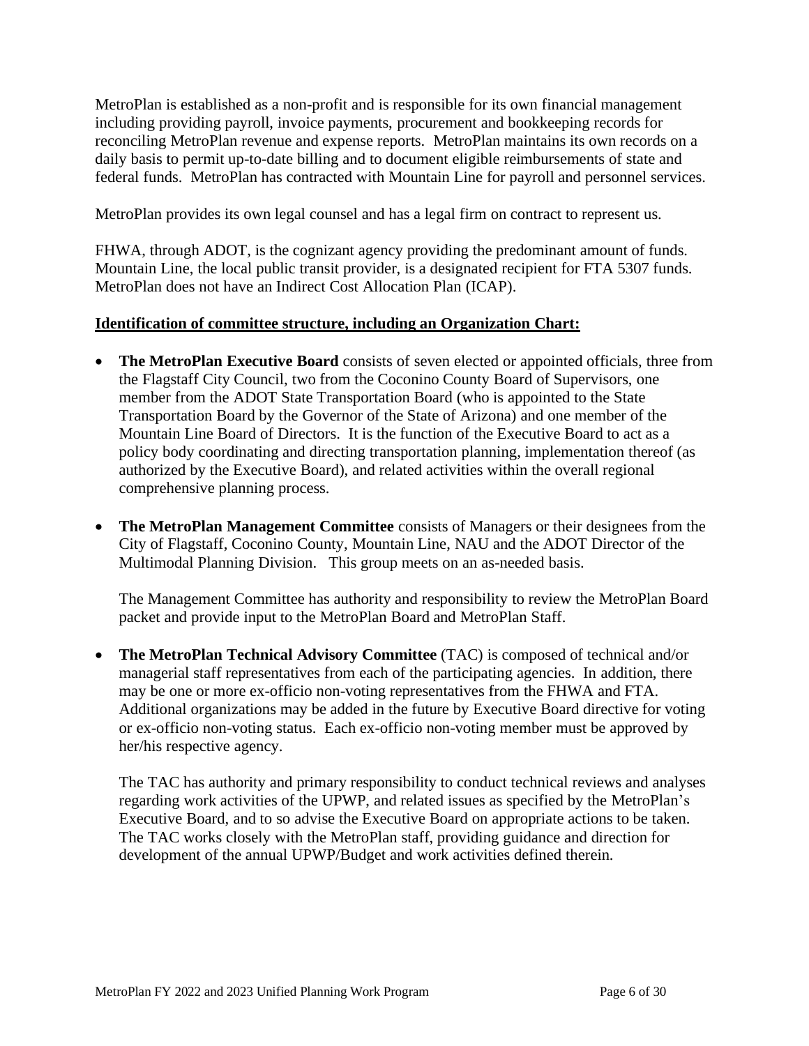MetroPlan is established as a non-profit and is responsible for its own financial management including providing payroll, invoice payments, procurement and bookkeeping records for reconciling MetroPlan revenue and expense reports. MetroPlan maintains its own records on a daily basis to permit up-to-date billing and to document eligible reimbursements of state and federal funds. MetroPlan has contracted with Mountain Line for payroll and personnel services.

MetroPlan provides its own legal counsel and has a legal firm on contract to represent us.

FHWA, through ADOT, is the cognizant agency providing the predominant amount of funds. Mountain Line, the local public transit provider, is a designated recipient for FTA 5307 funds. MetroPlan does not have an Indirect Cost Allocation Plan (ICAP).

**Identification of committee structure, including an Organization Chart:**

- **The MetroPlan Executive Board** consists of seven elected or appointed officials, three from the Flagstaff City Council, two from the Coconino County Board of Supervisors, one member from the ADOT State Transportation Board (who is appointed to the State Transportation Board by the Governor of the State of Arizona) and one member of the Mountain Line Board of Directors. It is the function of the Executive Board to act as a policy body coordinating and directing transportation planning, implementation thereof (as authorized by the Executive Board), and related activities within the overall regional comprehensive planning process.

- **The MetroPlan Management Committee** consists of Managers or their designees from the City of Flagstaff, Coconino County, Mountain Line, NAU and the ADOT Director of the Multimodal Planning Division. This group meets on an as-needed basis.

  The Management Committee has authority and responsibility to review the MetroPlan Board packet and provide input to the MetroPlan Board and MetroPlan Staff.

- **The MetroPlan Technical Advisory Committee** (TAC) is composed of technical and/or managerial staff representatives from each of the participating agencies. In addition, there may be one or more ex-officio non-voting representatives from the FHWA and FTA. Additional organizations may be added in the future by Executive Board directive for voting or ex-officio non-voting status. Each ex-officio non-voting member must be approved by her/his respective agency.

  The TAC has authority and primary responsibility to conduct technical reviews and analyses regarding work activities of the UPWP, and related issues as specified by the MetroPlan's Executive Board, and to so advise the Executive Board on appropriate actions to be taken. The TAC works closely with the MetroPlan staff, providing guidance and direction for development of the annual UPWP/Budget and work activities defined therein.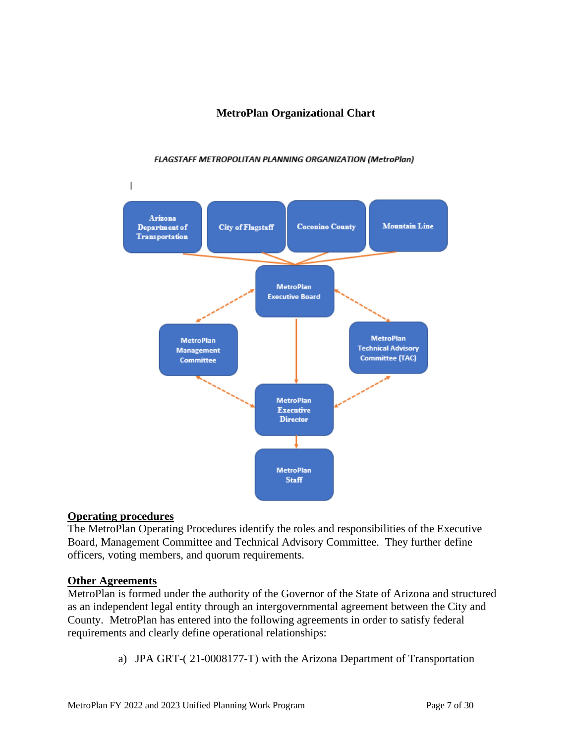**MetroPlan Organizational Chart**

*FLAGSTAFF METROPOLITAN PLANNING ORGANIZATION (MetroPlan)*

Arizona Department of Transportation

City of Flagstaff

Coconino County

Mountain Line

MetroPlan Executive Board

MetroPlan Management Committee

MetroPlan Technical Advisory Committee (TAC)

MetroPlan Executive Director

MetroPlan Staff

**Operating procedures**

The MetroPlan Operating Procedures identify the roles and responsibilities of the Executive Board, Management Committee and Technical Advisory Committee. They further define officers, voting members, and quorum requirements.

**Other Agreements**

MetroPlan is formed under the authority of the Governor of the State of Arizona and structured as an independent legal entity through an intergovernmental agreement between the City and County. MetroPlan has entered into the following agreements in order to satisfy federal requirements and clearly define operational relationships:

a) JPA GRT-( 21-0008177-T) with the Arizona Department of Transportation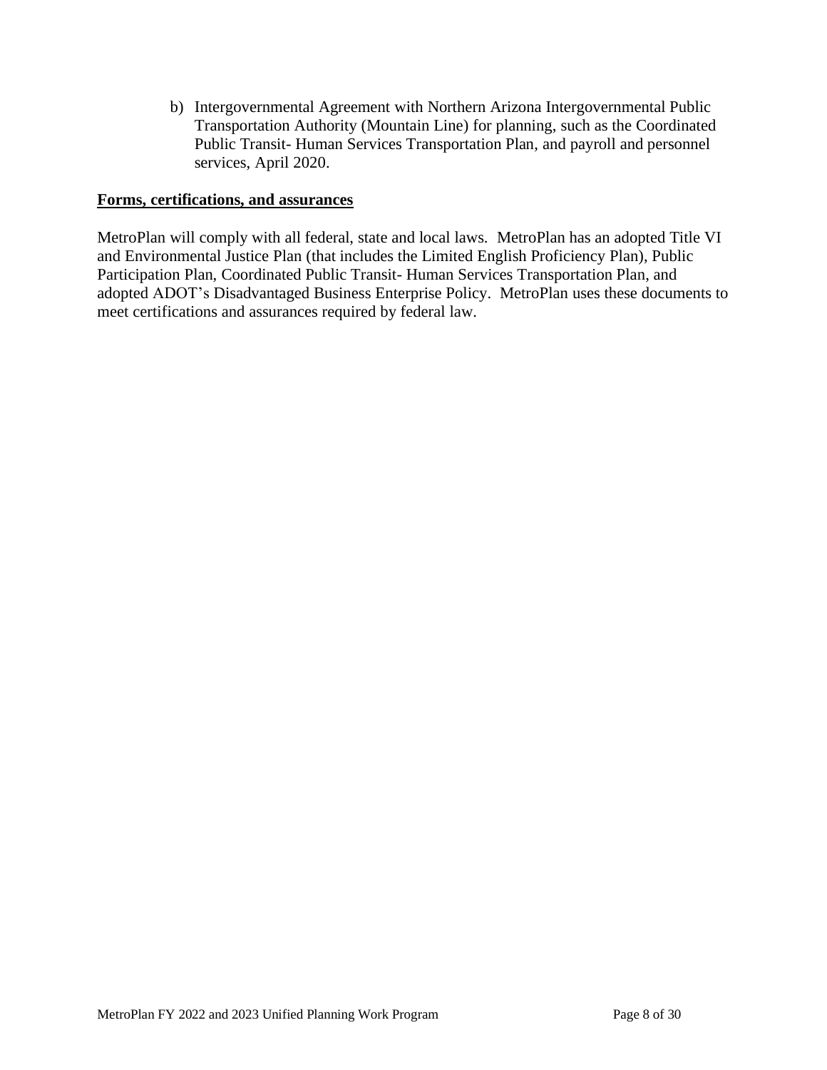b) Intergovernmental Agreement with Northern Arizona Intergovernmental Public Transportation Authority (Mountain Line) for planning, such as the Coordinated Public Transit- Human Services Transportation Plan, and payroll and personnel services, April 2020.

**Forms, certifications, and assurances**

MetroPlan will comply with all federal, state and local laws. MetroPlan has an adopted Title VI and Environmental Justice Plan (that includes the Limited English Proficiency Plan), Public Participation Plan, Coordinated Public Transit- Human Services Transportation Plan, and adopted ADOT's Disadvantaged Business Enterprise Policy. MetroPlan uses these documents to meet certifications and assurances required by federal law.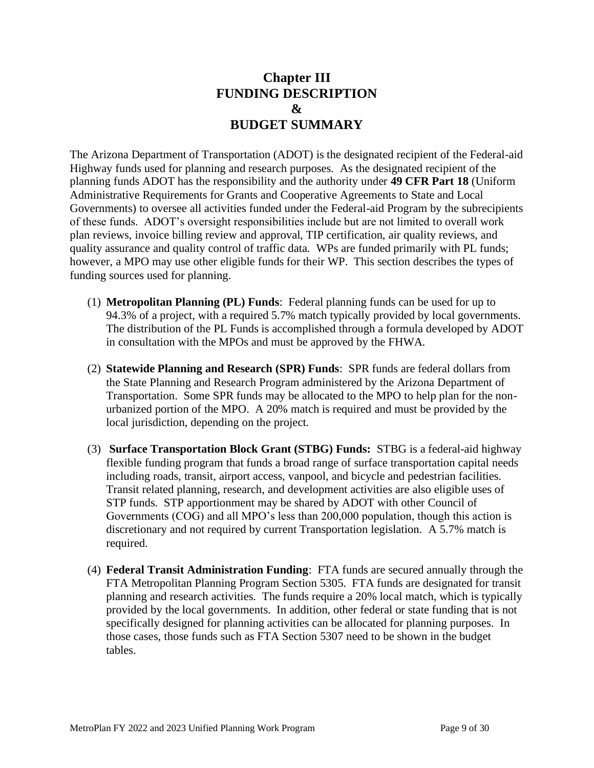# Chapter III
# FUNDING DESCRIPTION
# &
# BUDGET SUMMARY

The Arizona Department of Transportation (ADOT) is the designated recipient of the Federal-aid Highway funds used for planning and research purposes. As the designated recipient of the planning funds ADOT has the responsibility and the authority under **49 CFR Part 18** (Uniform Administrative Requirements for Grants and Cooperative Agreements to State and Local Governments) to oversee all activities funded under the Federal-aid Program by the subrecipients of these funds. ADOT's oversight responsibilities include but are not limited to overall work plan reviews, invoice billing review and approval, TIP certification, air quality reviews, and quality assurance and quality control of traffic data. WPs are funded primarily with PL funds; however, a MPO may use other eligible funds for their WP. This section describes the types of funding sources used for planning.

(1) **Metropolitan Planning (PL) Funds**: Federal planning funds can be used for up to 94.3% of a project, with a required 5.7% match typically provided by local governments. The distribution of the PL Funds is accomplished through a formula developed by ADOT in consultation with the MPOs and must be approved by the FHWA.

(2) **Statewide Planning and Research (SPR) Funds**: SPR funds are federal dollars from the State Planning and Research Program administered by the Arizona Department of Transportation. Some SPR funds may be allocated to the MPO to help plan for the non-urbanized portion of the MPO. A 20% match is required and must be provided by the local jurisdiction, depending on the project.

(3) **Surface Transportation Block Grant (STBG) Funds:** STBG is a federal-aid highway flexible funding program that funds a broad range of surface transportation capital needs including roads, transit, airport access, vanpool, and bicycle and pedestrian facilities. Transit related planning, research, and development activities are also eligible uses of STP funds. STP apportionment may be shared by ADOT with other Council of Governments (COG) and all MPO's less than 200,000 population, though this action is discretionary and not required by current Transportation legislation. A 5.7% match is required.

(4) **Federal Transit Administration Funding**: FTA funds are secured annually through the FTA Metropolitan Planning Program Section 5305. FTA funds are designated for transit planning and research activities. The funds require a 20% local match, which is typically provided by the local governments. In addition, other federal or state funding that is not specifically designed for planning activities can be allocated for planning purposes. In those cases, those funds such as FTA Section 5307 need to be shown in the budget tables.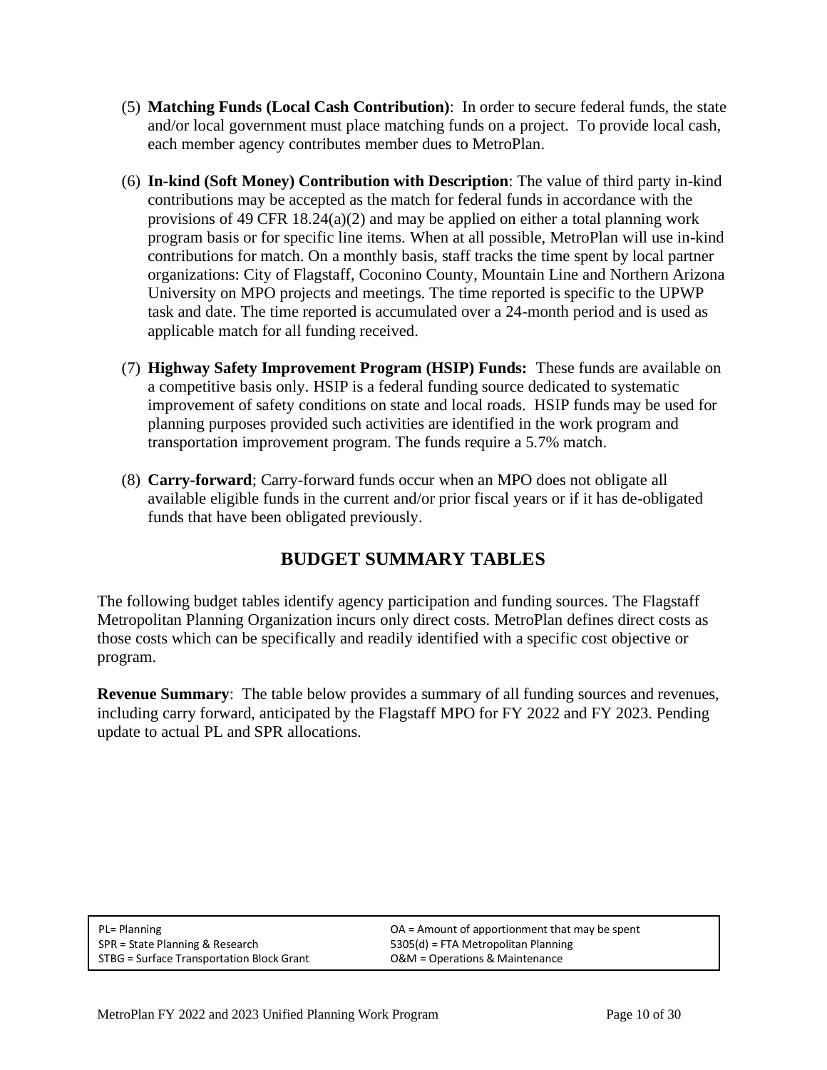(5) **Matching Funds (Local Cash Contribution)**: In order to secure federal funds, the state and/or local government must place matching funds on a project. To provide local cash, each member agency contributes member dues to MetroPlan.

(6) **In-kind (Soft Money) Contribution with Description**: The value of third party in-kind contributions may be accepted as the match for federal funds in accordance with the provisions of 49 CFR 18.24(a)(2) and may be applied on either a total planning work program basis or for specific line items. When at all possible, MetroPlan will use in-kind contributions for match. On a monthly basis, staff tracks the time spent by local partner organizations: City of Flagstaff, Coconino County, Mountain Line and Northern Arizona University on MPO projects and meetings. The time reported is specific to the UPWP task and date. The time reported is accumulated over a 24-month period and is used as applicable match for all funding received.

(7) **Highway Safety Improvement Program (HSIP) Funds:** These funds are available on a competitive basis only. HSIP is a federal funding source dedicated to systematic improvement of safety conditions on state and local roads. HSIP funds may be used for planning purposes provided such activities are identified in the work program and transportation improvement program. The funds require a 5.7% match.

(8) **Carry-forward**; Carry-forward funds occur when an MPO does not obligate all available eligible funds in the current and/or prior fiscal years or if it has de-obligated funds that have been obligated previously.

## BUDGET SUMMARY TABLES

The following budget tables identify agency participation and funding sources. The Flagstaff Metropolitan Planning Organization incurs only direct costs. MetroPlan defines direct costs as those costs which can be specifically and readily identified with a specific cost objective or program.

**Revenue Summary**: The table below provides a summary of all funding sources and revenues, including carry forward, anticipated by the Flagstaff MPO for FY 2022 and FY 2023. Pending update to actual PL and SPR allocations.

| | |
|---|---|
| PL= Planning | OA = Amount of apportionment that may be spent |
| SPR = State Planning & Research | 5305(d) = FTA Metropolitan Planning |
| STBG = Surface Transportation Block Grant | O&M = Operations & Maintenance |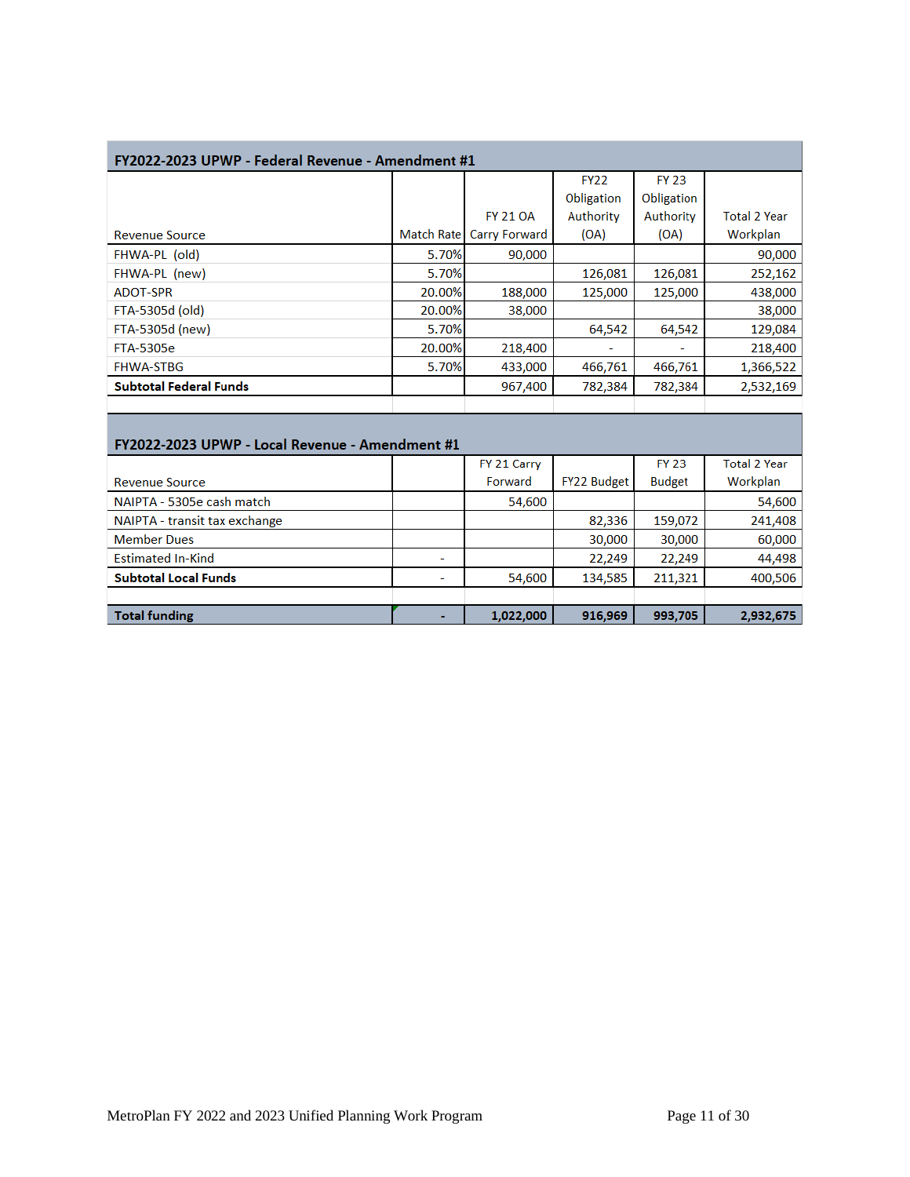| FY2022-2023 UPWP - Federal Revenue - Amendment #1 | | | | | |
|---|---|---|---|---|---|
| Revenue Source | Match Rate | FY 21 OA Carry Forward | FY22 Obligation Authority (OA) | FY 23 Obligation Authority (OA) | Total 2 Year Workplan |
| FHWA-PL (old) | 5.70% | 90,000 | | | 90,000 |
| FHWA-PL (new) | 5.70% | | 126,081 | 126,081 | 252,162 |
| ADOT-SPR | 20.00% | 188,000 | 125,000 | 125,000 | 438,000 |
| FTA-5305d (old) | 20.00% | 38,000 | | | 38,000 |
| FTA-5305d (new) | 5.70% | | 64,542 | 64,542 | 129,084 |
| FTA-5305e | 20.00% | 218,400 | - | - | 218,400 |
| FHWA-STBG | 5.70% | 433,000 | 466,761 | 466,761 | 1,366,522 |
| **Subtotal Federal Funds** | | 967,400 | 782,384 | 782,384 | 2,532,169 |

| FY2022-2023 UPWP - Local Revenue - Amendment #1 | | | | | |
|---|---|---|---|---|---|
| Revenue Source | | FY 21 Carry Forward | FY22 Budget | FY 23 Budget | Total 2 Year Workplan |
| NAIPTA - 5305e cash match | | 54,600 | | | 54,600 |
| NAIPTA - transit tax exchange | | | 82,336 | 159,072 | 241,408 |
| Member Dues | | | 30,000 | 30,000 | 60,000 |
| Estimated In-Kind | - | | 22,249 | 22,249 | 44,498 |
| **Subtotal Local Funds** | - | 54,600 | 134,585 | 211,321 | 400,506 |
| **Total funding** | **-** | **1,022,000** | **916,969** | **993,705** | **2,932,675** |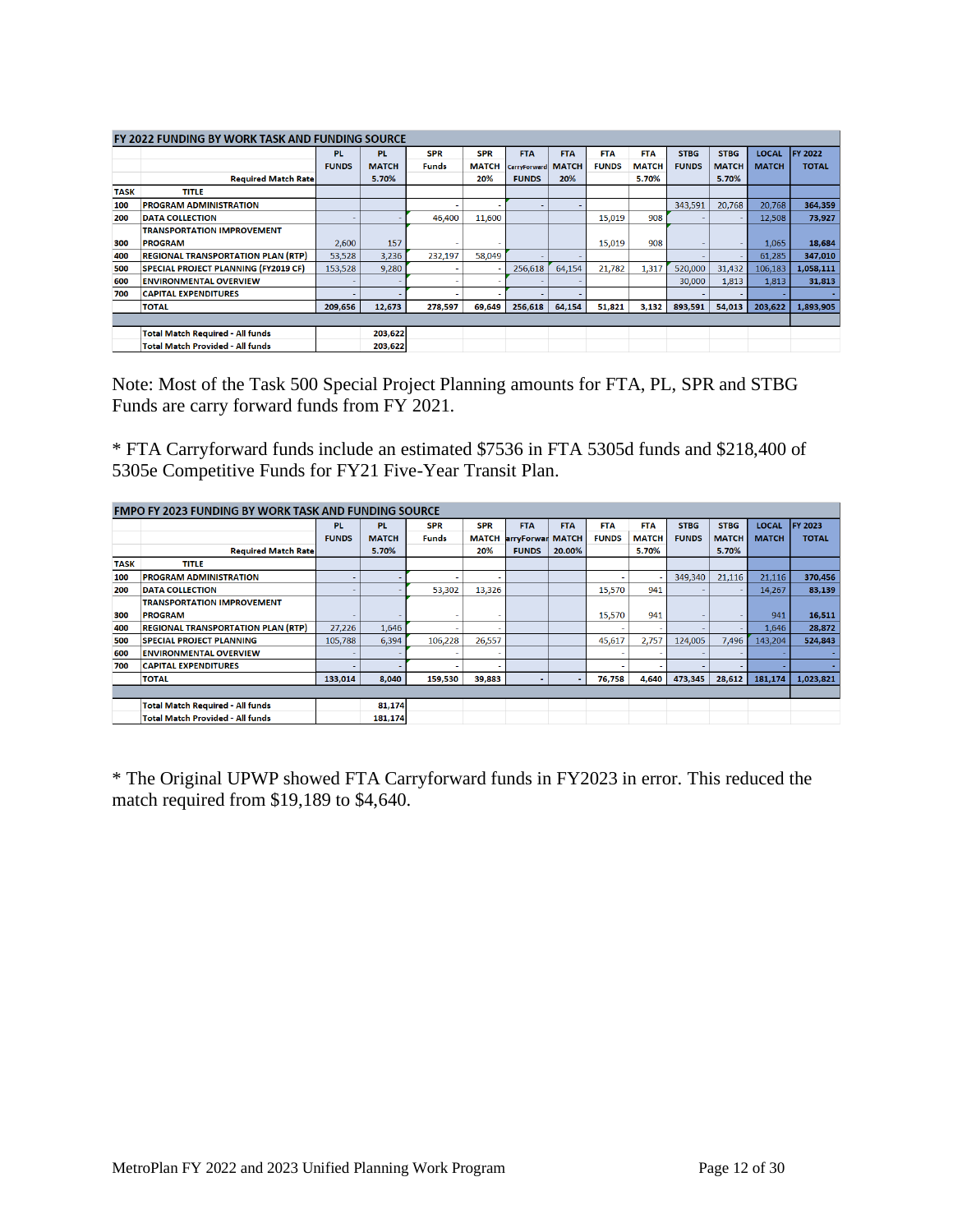| FY 2022 FUNDING BY WORK TASK AND FUNDING SOURCE | | | | | | | | | | | | | | |
|---|---|---|---|---|---|---|---|---|---|---|---|---|---|---|
| | | PL FUNDS | PL MATCH | SPR Funds | SPR MATCH | FTA CarryForward FUNDS | FTA MATCH | FTA FUNDS | FTA MATCH | STBG FUNDS | STBG MATCH | LOCAL MATCH | FY 2022 TOTAL |
| | Required Match Rate | | 5.70% | | 20% | | 20% | | 5.70% | | 5.70% | | |
| TASK | TITLE | | | | | | | | | | | | |
| 100 | PROGRAM ADMINISTRATION | | | - | - | - | - | | | 343,591 | 20,768 | 20,768 | 364,359 |
| 200 | DATA COLLECTION | - | - | 46,400 | 11,600 | | | 15,019 | 908 | - | - | 12,508 | 73,927 |
| 300 | TRANSPORTATION IMPROVEMENT PROGRAM | 2,600 | 157 | - | - | | | 15,019 | 908 | - | - | 1,065 | 18,684 |
| 400 | REGIONAL TRANSPORTATION PLAN (RTP) | 53,528 | 3,236 | 232,197 | 58,049 | - | - | | | - | - | 61,285 | 347,010 |
| 500 | SPECIAL PROJECT PLANNING (FY2019 CF) | 153,528 | 9,280 | - | - | 256,618 | 64,154 | 21,782 | 1,317 | 520,000 | 31,432 | 106,183 | 1,058,111 |
| 600 | ENVIRONMENTAL OVERVIEW | - | - | - | - | - | - | | | 30,000 | 1,813 | 1,813 | 31,813 |
| 700 | CAPITAL EXPENDITURES | - | - | - | - | - | - | | | - | - | - | - |
| | TOTAL | 209,656 | 12,673 | 278,597 | 69,649 | 256,618 | 64,154 | 51,821 | 3,132 | 893,591 | 54,013 | 203,622 | 1,893,905 |
| | Total Match Required - All funds | | 203,622 | | | | | | | | | | |
| | Total Match Provided - All funds | | 203,622 | | | | | | | | | | |

Note: Most of the Task 500 Special Project Planning amounts for FTA, PL, SPR and STBG Funds are carry forward funds from FY 2021.

* FTA Carryforward funds include an estimated $7536 in FTA 5305d funds and $218,400 of 5305e Competitive Funds for FY21 Five-Year Transit Plan.

| FMPO FY 2023 FUNDING BY WORK TASK AND FUNDING SOURCE | | | | | | | | | | | | | | |
|---|---|---|---|---|---|---|---|---|---|---|---|---|---|---|
| | | PL FUNDS | PL MATCH | SPR Funds | SPR MATCH | FTA CarryForward FUNDS | FTA MATCH | FTA FUNDS | FTA MATCH | STBG FUNDS | STBG MATCH | LOCAL MATCH | FY 2023 TOTAL |
| | Required Match Rate | | 5.70% | | 20% | | 20.00% | | 5.70% | | 5.70% | | |
| TASK | TITLE | | | | | | | | | | | | |
| 100 | PROGRAM ADMINISTRATION | - | - | - | - | | | - | - | 349,340 | 21,116 | 21,116 | 370,456 |
| 200 | DATA COLLECTION | - | - | 53,302 | 13,326 | | | 15,570 | 941 | - | - | 14,267 | 83,139 |
| 300 | TRANSPORTATION IMPROVEMENT PROGRAM | - | - | - | - | | | 15,570 | 941 | - | - | 941 | 16,511 |
| 400 | REGIONAL TRANSPORTATION PLAN (RTP) | 27,226 | 1,646 | - | - | | | - | - | - | - | 1,646 | 28,872 |
| 500 | SPECIAL PROJECT PLANNING | 105,788 | 6,394 | 106,228 | 26,557 | | | 45,617 | 2,757 | 124,005 | 7,496 | 143,204 | 524,843 |
| 600 | ENVIRONMENTAL OVERVIEW | - | - | - | - | | | - | - | - | - | - | - |
| 700 | CAPITAL EXPENDITURES | - | - | - | - | | | - | - | - | - | - | - |
| | TOTAL | 133,014 | 8,040 | 159,530 | 39,883 | - | - | 76,758 | 4,640 | 473,345 | 28,612 | 181,174 | 1,023,821 |
| | Total Match Required - All funds | | 81,174 | | | | | | | | | | |
| | Total Match Provided - All funds | | 181,174 | | | | | | | | | | |

* The Original UPWP showed FTA Carryforward funds in FY2023 in error. This reduced the match required from $19,189 to $4,640.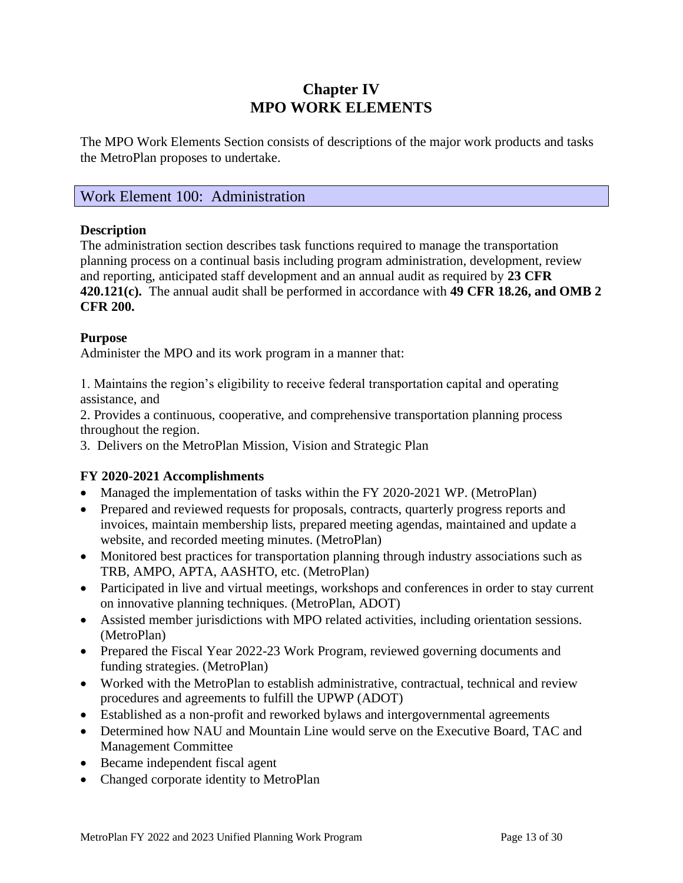# Chapter IV
# MPO WORK ELEMENTS

The MPO Work Elements Section consists of descriptions of the major work products and tasks the MetroPlan proposes to undertake.

## Work Element 100: Administration

**Description**

The administration section describes task functions required to manage the transportation planning process on a continual basis including program administration, development, review and reporting, anticipated staff development and an annual audit as required by **23 CFR 420.121(c).** The annual audit shall be performed in accordance with **49 CFR 18.26, and OMB 2 CFR 200.**

**Purpose**

Administer the MPO and its work program in a manner that:

1. Maintains the region's eligibility to receive federal transportation capital and operating assistance, and
2. Provides a continuous, cooperative, and comprehensive transportation planning process throughout the region.
3. Delivers on the MetroPlan Mission, Vision and Strategic Plan

**FY 2020-2021 Accomplishments**

- Managed the implementation of tasks within the FY 2020-2021 WP. (MetroPlan)
- Prepared and reviewed requests for proposals, contracts, quarterly progress reports and invoices, maintain membership lists, prepared meeting agendas, maintained and update a website, and recorded meeting minutes. (MetroPlan)
- Monitored best practices for transportation planning through industry associations such as TRB, AMPO, APTA, AASHTO, etc. (MetroPlan)
- Participated in live and virtual meetings, workshops and conferences in order to stay current on innovative planning techniques. (MetroPlan, ADOT)
- Assisted member jurisdictions with MPO related activities, including orientation sessions. (MetroPlan)
- Prepared the Fiscal Year 2022-23 Work Program, reviewed governing documents and funding strategies. (MetroPlan)
- Worked with the MetroPlan to establish administrative, contractual, technical and review procedures and agreements to fulfill the UPWP (ADOT)
- Established as a non-profit and reworked bylaws and intergovernmental agreements
- Determined how NAU and Mountain Line would serve on the Executive Board, TAC and Management Committee
- Became independent fiscal agent
- Changed corporate identity to MetroPlan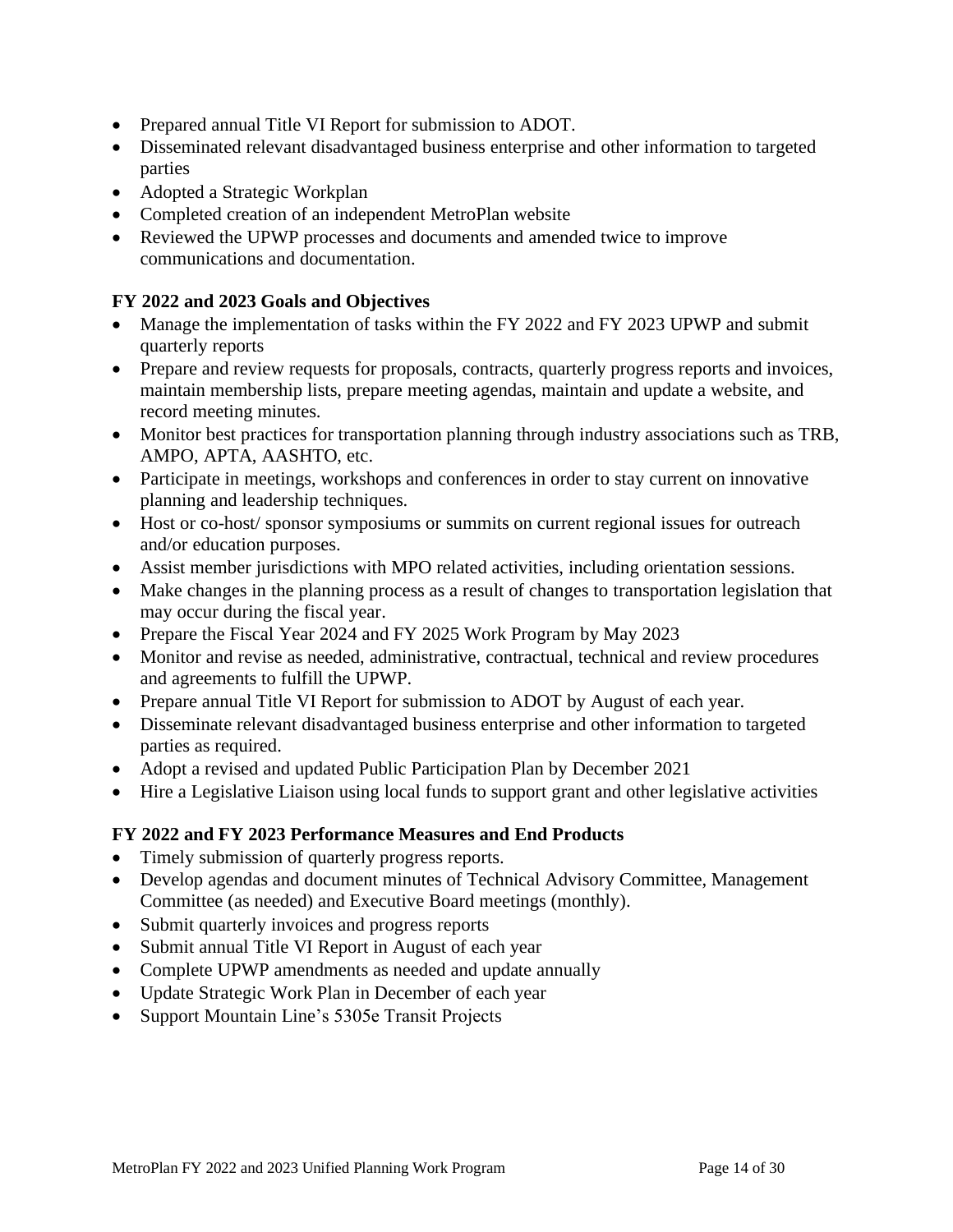- Prepared annual Title VI Report for submission to ADOT.
- Disseminated relevant disadvantaged business enterprise and other information to targeted parties
- Adopted a Strategic Workplan
- Completed creation of an independent MetroPlan website
- Reviewed the UPWP processes and documents and amended twice to improve communications and documentation.

**FY 2022 and 2023 Goals and Objectives**

- Manage the implementation of tasks within the FY 2022 and FY 2023 UPWP and submit quarterly reports
- Prepare and review requests for proposals, contracts, quarterly progress reports and invoices, maintain membership lists, prepare meeting agendas, maintain and update a website, and record meeting minutes.
- Monitor best practices for transportation planning through industry associations such as TRB, AMPO, APTA, AASHTO, etc.
- Participate in meetings, workshops and conferences in order to stay current on innovative planning and leadership techniques.
- Host or co-host/ sponsor symposiums or summits on current regional issues for outreach and/or education purposes.
- Assist member jurisdictions with MPO related activities, including orientation sessions.
- Make changes in the planning process as a result of changes to transportation legislation that may occur during the fiscal year.
- Prepare the Fiscal Year 2024 and FY 2025 Work Program by May 2023
- Monitor and revise as needed, administrative, contractual, technical and review procedures and agreements to fulfill the UPWP.
- Prepare annual Title VI Report for submission to ADOT by August of each year.
- Disseminate relevant disadvantaged business enterprise and other information to targeted parties as required.
- Adopt a revised and updated Public Participation Plan by December 2021
- Hire a Legislative Liaison using local funds to support grant and other legislative activities

**FY 2022 and FY 2023 Performance Measures and End Products**

- Timely submission of quarterly progress reports.
- Develop agendas and document minutes of Technical Advisory Committee, Management Committee (as needed) and Executive Board meetings (monthly).
- Submit quarterly invoices and progress reports
- Submit annual Title VI Report in August of each year
- Complete UPWP amendments as needed and update annually
- Update Strategic Work Plan in December of each year
- Support Mountain Line's 5305e Transit Projects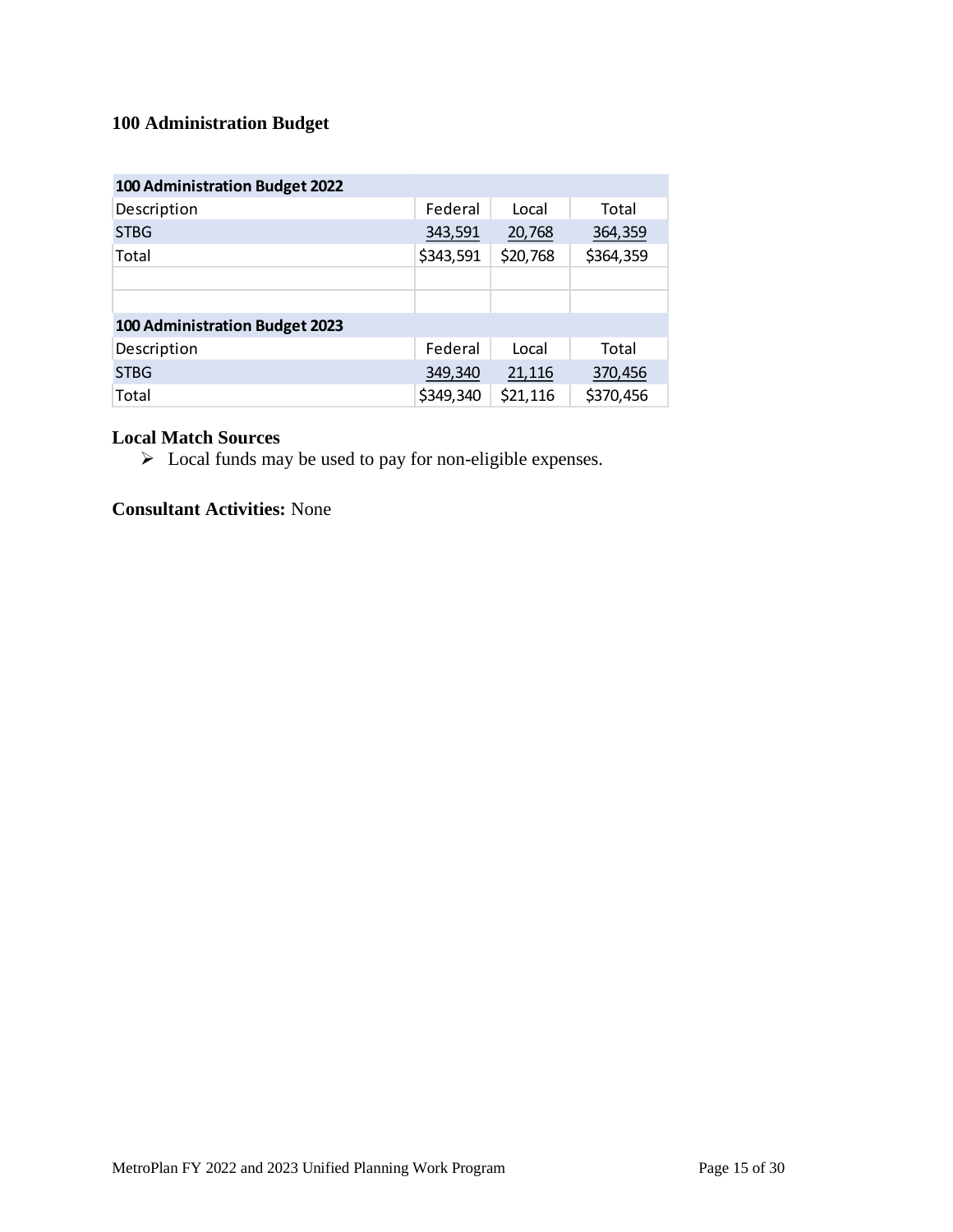### 100 Administration Budget

| 100 Administration Budget 2022 | | | |
|---|---|---|---|
| Description | Federal | Local | Total |
| STBG | 343,591 | 20,768 | 364,359 |
| Total | $343,591 | $20,768 | $364,359 |

| 100 Administration Budget 2023 | | | |
|---|---|---|---|
| Description | Federal | Local | Total |
| STBG | 349,340 | 21,116 | 370,456 |
| Total | $349,340 | $21,116 | $370,456 |

**Local Match Sources**

- Local funds may be used to pay for non-eligible expenses.

**Consultant Activities:** None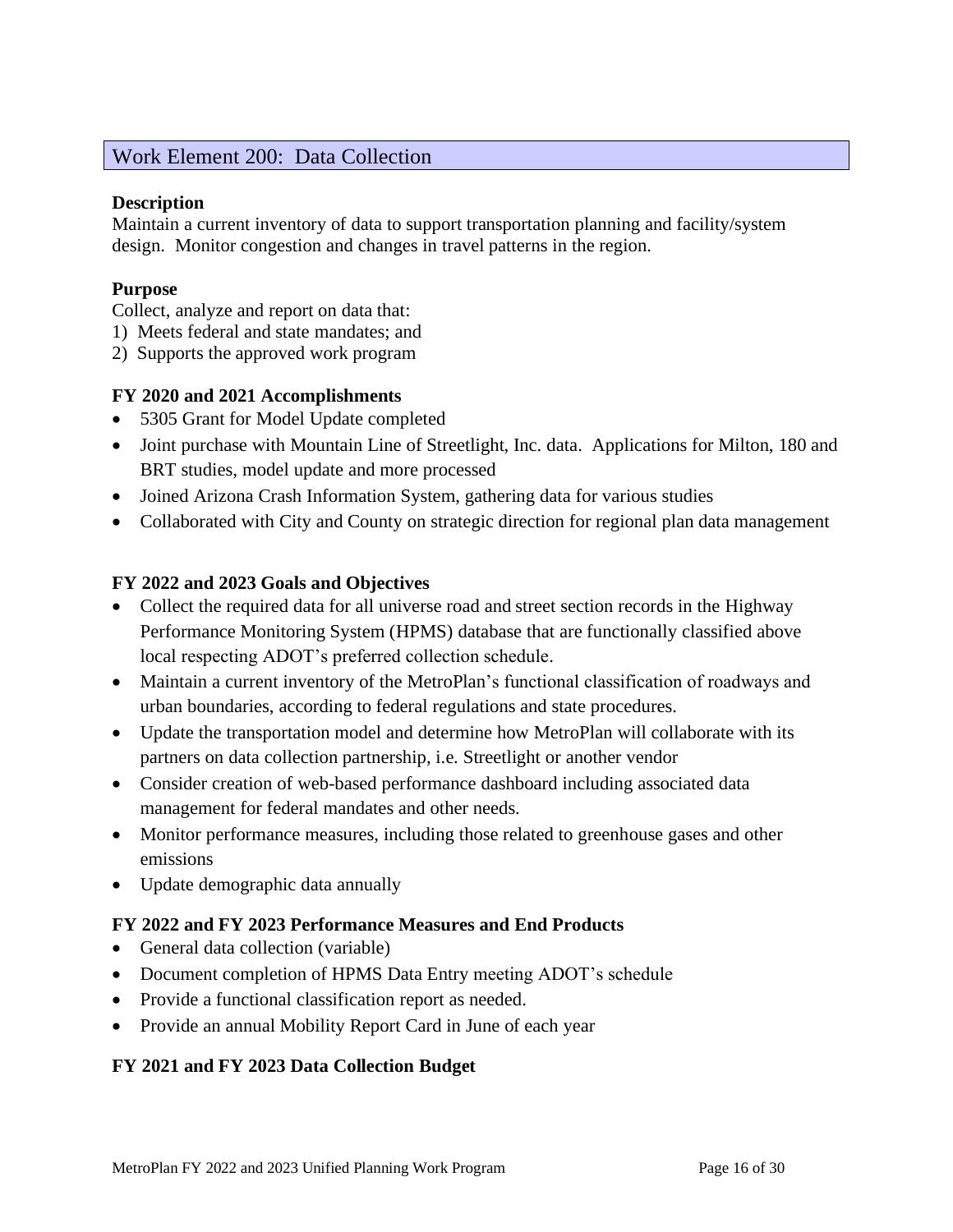## Work Element 200: Data Collection

**Description**
Maintain a current inventory of data to support transportation planning and facility/system design. Monitor congestion and changes in travel patterns in the region.

**Purpose**
Collect, analyze and report on data that:
1) Meets federal and state mandates; and
2) Supports the approved work program

**FY 2020 and 2021 Accomplishments**

- 5305 Grant for Model Update completed
- Joint purchase with Mountain Line of Streetlight, Inc. data. Applications for Milton, 180 and BRT studies, model update and more processed
- Joined Arizona Crash Information System, gathering data for various studies
- Collaborated with City and County on strategic direction for regional plan data management

**FY 2022 and 2023 Goals and Objectives**

- Collect the required data for all universe road and street section records in the Highway Performance Monitoring System (HPMS) database that are functionally classified above local respecting ADOT's preferred collection schedule.
- Maintain a current inventory of the MetroPlan's functional classification of roadways and urban boundaries, according to federal regulations and state procedures.
- Update the transportation model and determine how MetroPlan will collaborate with its partners on data collection partnership, i.e. Streetlight or another vendor
- Consider creation of web-based performance dashboard including associated data management for federal mandates and other needs.
- Monitor performance measures, including those related to greenhouse gases and other emissions
- Update demographic data annually

**FY 2022 and FY 2023 Performance Measures and End Products**

- General data collection (variable)
- Document completion of HPMS Data Entry meeting ADOT's schedule
- Provide a functional classification report as needed.
- Provide an annual Mobility Report Card in June of each year

**FY 2021 and FY 2023 Data Collection Budget**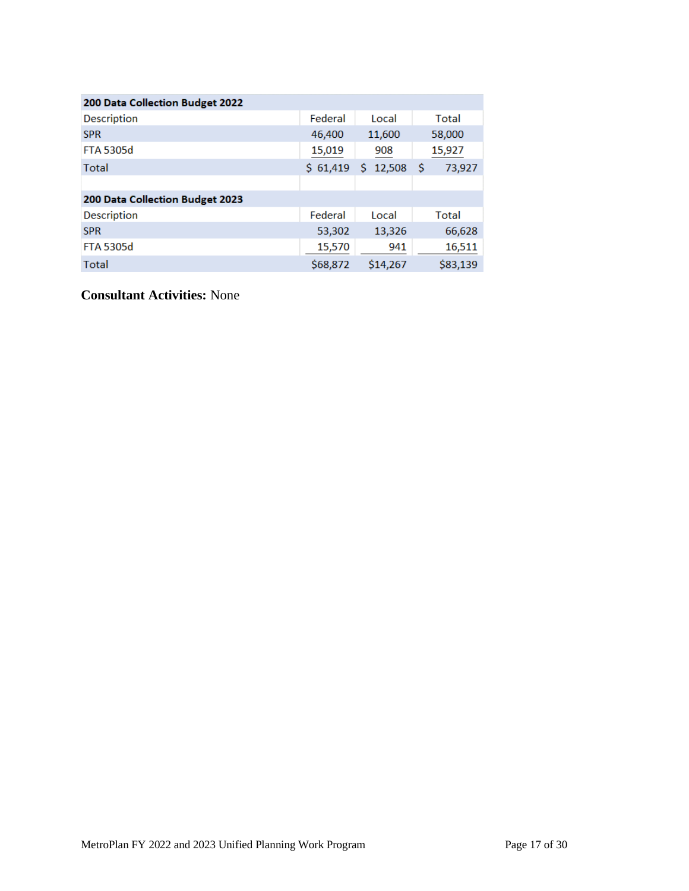| 200 Data Collection Budget 2022 | | | |
|---|---|---|---|
| Description | Federal | Local | Total |
| SPR | 46,400 | 11,600 | 58,000 |
| FTA 5305d | 15,019 | 908 | 15,927 |
| Total | $ 61,419 | $ 12,508 | $ 73,927 |

| 200 Data Collection Budget 2023 | | | |
|---|---|---|---|
| Description | Federal | Local | Total |
| SPR | 53,302 | 13,326 | 66,628 |
| FTA 5305d | 15,570 | 941 | 16,511 |
| Total | $68,872 | $14,267 | $83,139 |

**Consultant Activities:** None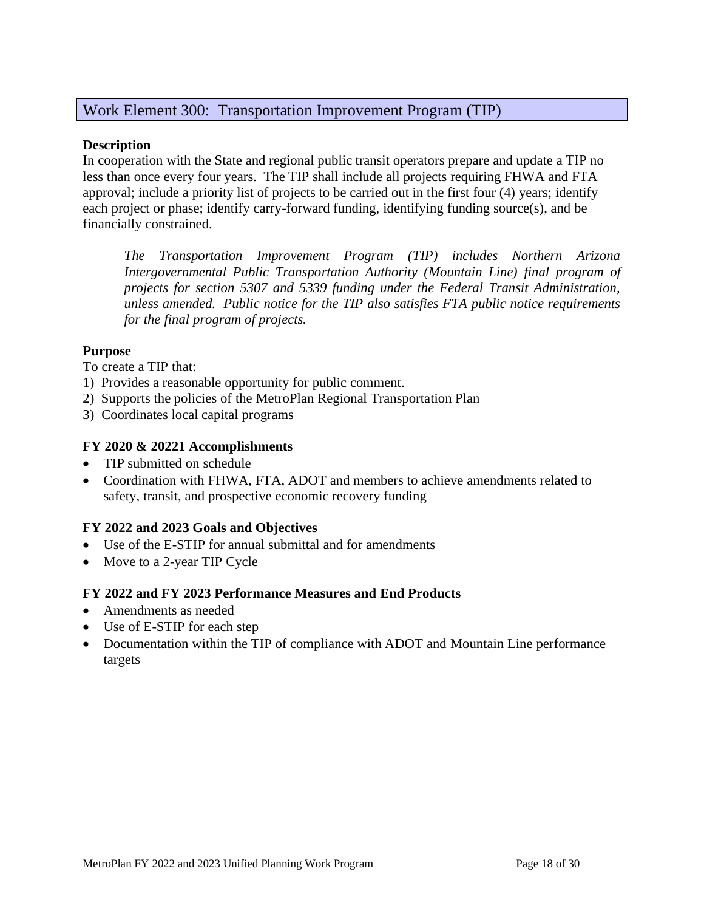## Work Element 300: Transportation Improvement Program (TIP)

**Description**

In cooperation with the State and regional public transit operators prepare and update a TIP no less than once every four years. The TIP shall include all projects requiring FHWA and FTA approval; include a priority list of projects to be carried out in the first four (4) years; identify each project or phase; identify carry-forward funding, identifying funding source(s), and be financially constrained.

> *The Transportation Improvement Program (TIP) includes Northern Arizona Intergovernmental Public Transportation Authority (Mountain Line) final program of projects for section 5307 and 5339 funding under the Federal Transit Administration, unless amended. Public notice for the TIP also satisfies FTA public notice requirements for the final program of projects.*

**Purpose**

To create a TIP that:

1) Provides a reasonable opportunity for public comment.
2) Supports the policies of the MetroPlan Regional Transportation Plan
3) Coordinates local capital programs

**FY 2020 & 20221 Accomplishments**

- TIP submitted on schedule
- Coordination with FHWA, FTA, ADOT and members to achieve amendments related to safety, transit, and prospective economic recovery funding

**FY 2022 and 2023 Goals and Objectives**

- Use of the E-STIP for annual submittal and for amendments
- Move to a 2-year TIP Cycle

**FY 2022 and FY 2023 Performance Measures and End Products**

- Amendments as needed
- Use of E-STIP for each step
- Documentation within the TIP of compliance with ADOT and Mountain Line performance targets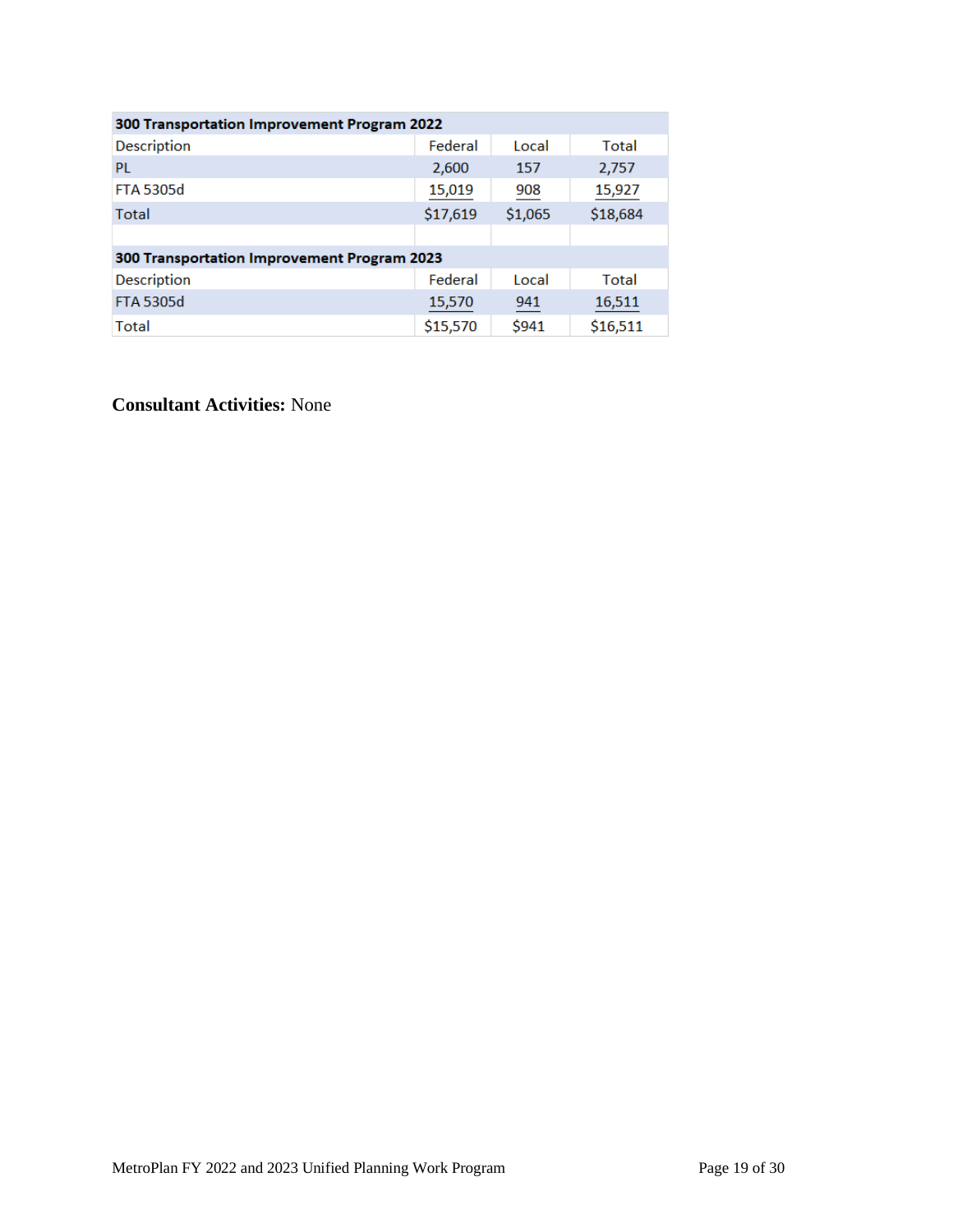| 300 Transportation Improvement Program 2022 | | | |
|---|---|---|---|
| Description | Federal | Local | Total |
| PL | 2,600 | 157 | 2,757 |
| FTA 5305d | 15,019 | 908 | 15,927 |
| Total | $17,619 | $1,065 | $18,684 |

| 300 Transportation Improvement Program 2023 | | | |
|---|---|---|---|
| Description | Federal | Local | Total |
| FTA 5305d | 15,570 | 941 | 16,511 |
| Total | $15,570 | $941 | $16,511 |

**Consultant Activities:** None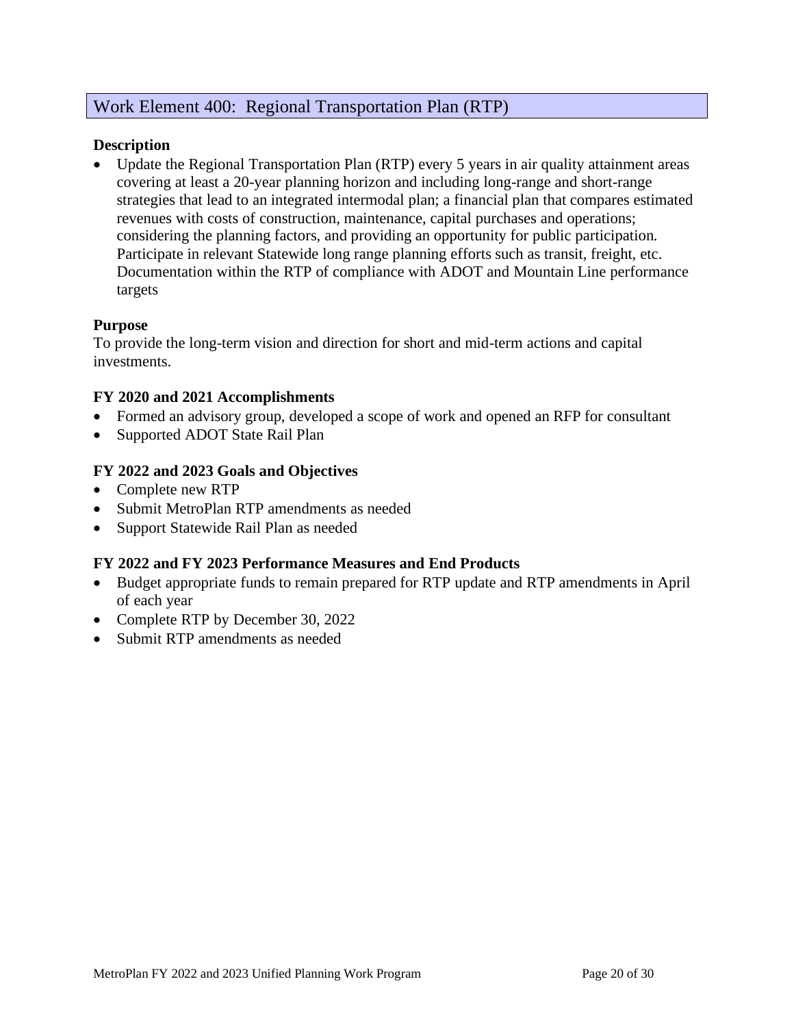## Work Element 400: Regional Transportation Plan (RTP)

**Description**

- Update the Regional Transportation Plan (RTP) every 5 years in air quality attainment areas covering at least a 20-year planning horizon and including long-range and short-range strategies that lead to an integrated intermodal plan; a financial plan that compares estimated revenues with costs of construction, maintenance, capital purchases and operations; considering the planning factors, and providing an opportunity for public participation. Participate in relevant Statewide long range planning efforts such as transit, freight, etc. Documentation within the RTP of compliance with ADOT and Mountain Line performance targets

**Purpose**

To provide the long-term vision and direction for short and mid-term actions and capital investments.

**FY 2020 and 2021 Accomplishments**

- Formed an advisory group, developed a scope of work and opened an RFP for consultant
- Supported ADOT State Rail Plan

**FY 2022 and 2023 Goals and Objectives**

- Complete new RTP
- Submit MetroPlan RTP amendments as needed
- Support Statewide Rail Plan as needed

**FY 2022 and FY 2023 Performance Measures and End Products**

- Budget appropriate funds to remain prepared for RTP update and RTP amendments in April of each year
- Complete RTP by December 30, 2022
- Submit RTP amendments as needed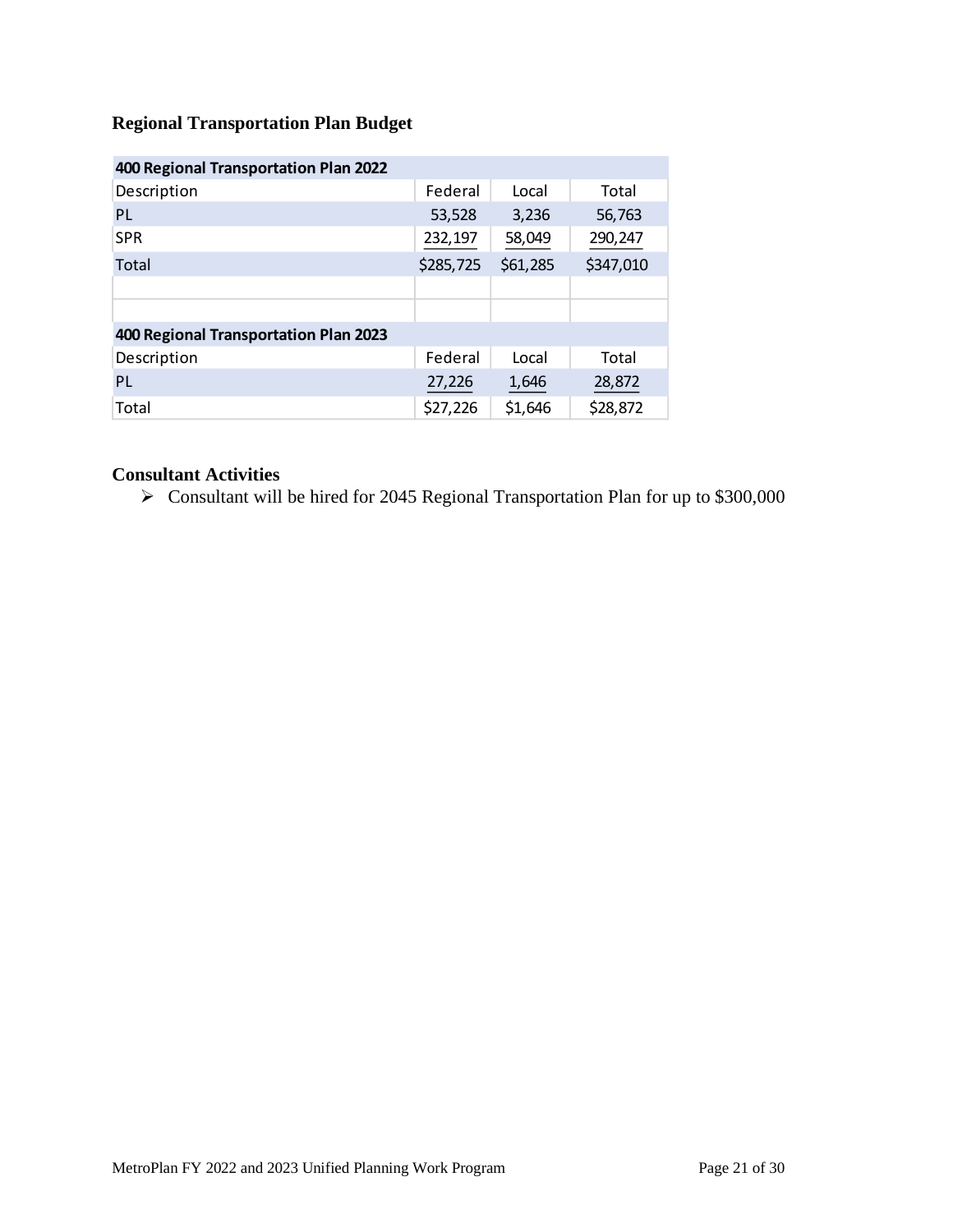### Regional Transportation Plan Budget

| 400 Regional Transportation Plan 2022 | | | |
|---|---|---|---|
| Description | Federal | Local | Total |
| PL | 53,528 | 3,236 | 56,763 |
| SPR | 232,197 | 58,049 | 290,247 |
| Total | $285,725 | $61,285 | $347,010 |

| 400 Regional Transportation Plan 2023 | | | |
|---|---|---|---|
| Description | Federal | Local | Total |
| PL | 27,226 | 1,646 | 28,872 |
| Total | $27,226 | $1,646 | $28,872 |

### Consultant Activities

- Consultant will be hired for 2045 Regional Transportation Plan for up to $300,000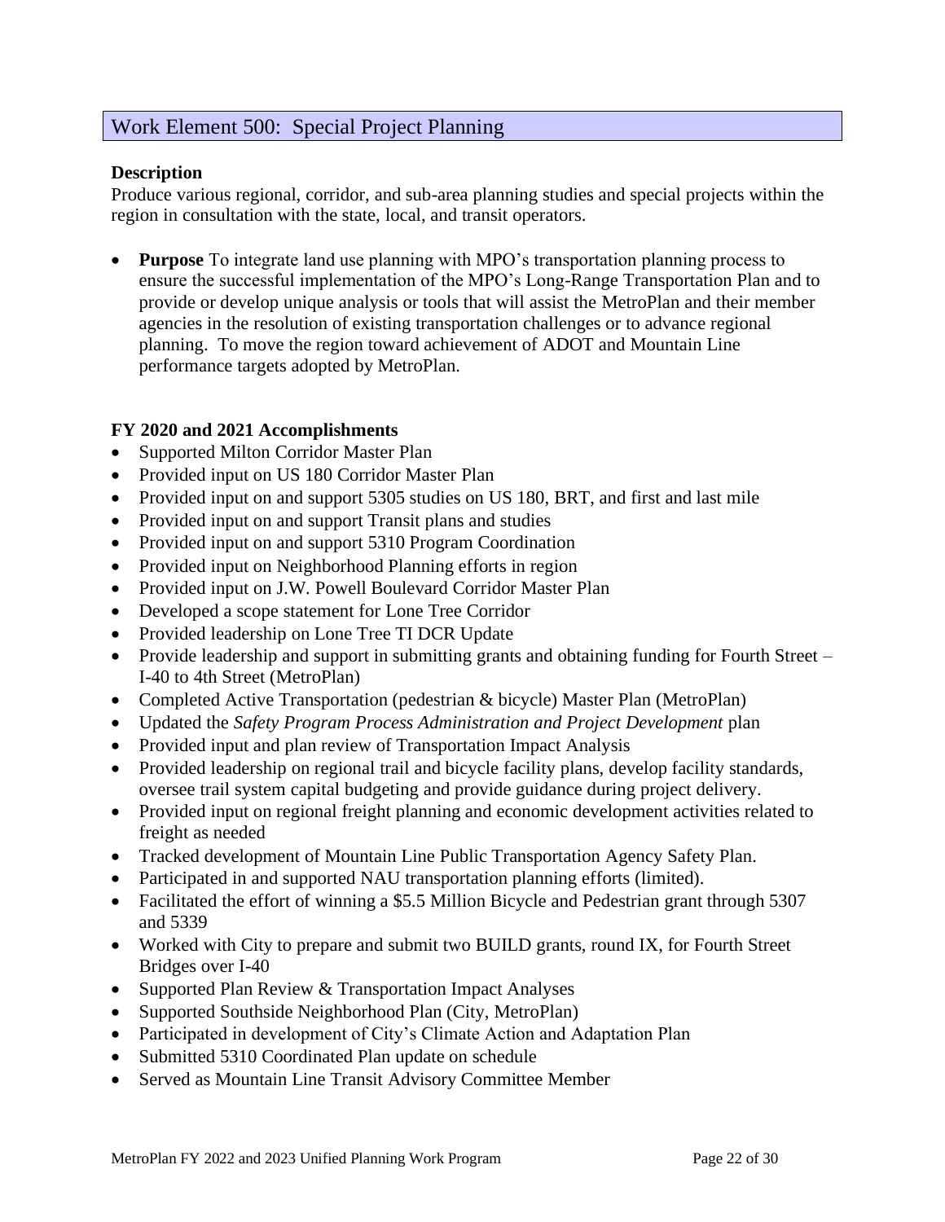## Work Element 500: Special Project Planning

**Description**
Produce various regional, corridor, and sub-area planning studies and special projects within the region in consultation with the state, local, and transit operators.

- **Purpose** To integrate land use planning with MPO's transportation planning process to ensure the successful implementation of the MPO's Long-Range Transportation Plan and to provide or develop unique analysis or tools that will assist the MetroPlan and their member agencies in the resolution of existing transportation challenges or to advance regional planning. To move the region toward achievement of ADOT and Mountain Line performance targets adopted by MetroPlan.

**FY 2020 and 2021 Accomplishments**

- Supported Milton Corridor Master Plan
- Provided input on US 180 Corridor Master Plan
- Provided input on and support 5305 studies on US 180, BRT, and first and last mile
- Provided input on and support Transit plans and studies
- Provided input on and support 5310 Program Coordination
- Provided input on Neighborhood Planning efforts in region
- Provided input on J.W. Powell Boulevard Corridor Master Plan
- Developed a scope statement for Lone Tree Corridor
- Provided leadership on Lone Tree TI DCR Update
- Provide leadership and support in submitting grants and obtaining funding for Fourth Street – I-40 to 4th Street (MetroPlan)
- Completed Active Transportation (pedestrian & bicycle) Master Plan (MetroPlan)
- Updated the *Safety Program Process Administration and Project Development* plan
- Provided input and plan review of Transportation Impact Analysis
- Provided leadership on regional trail and bicycle facility plans, develop facility standards, oversee trail system capital budgeting and provide guidance during project delivery.
- Provided input on regional freight planning and economic development activities related to freight as needed
- Tracked development of Mountain Line Public Transportation Agency Safety Plan.
- Participated in and supported NAU transportation planning efforts (limited).
- Facilitated the effort of winning a $5.5 Million Bicycle and Pedestrian grant through 5307 and 5339
- Worked with City to prepare and submit two BUILD grants, round IX, for Fourth Street Bridges over I-40
- Supported Plan Review & Transportation Impact Analyses
- Supported Southside Neighborhood Plan (City, MetroPlan)
- Participated in development of City's Climate Action and Adaptation Plan
- Submitted 5310 Coordinated Plan update on schedule
- Served as Mountain Line Transit Advisory Committee Member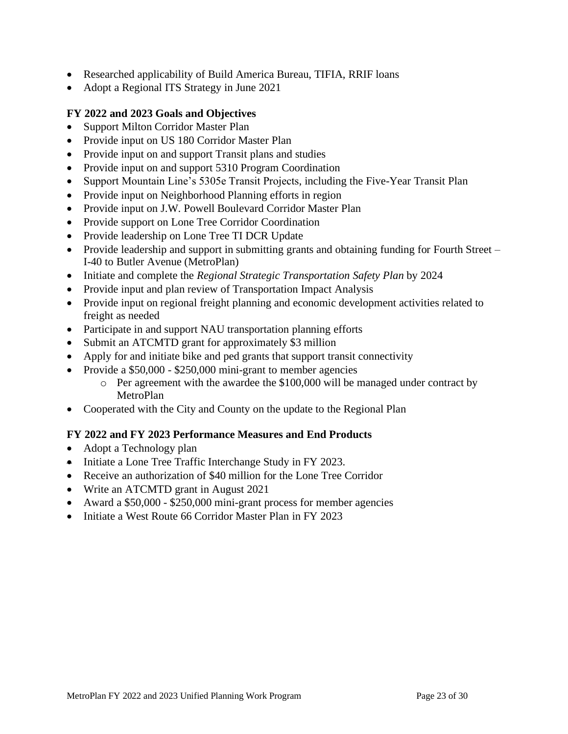- Researched applicability of Build America Bureau, TIFIA, RRIF loans
- Adopt a Regional ITS Strategy in June 2021

**FY 2022 and 2023 Goals and Objectives**

- Support Milton Corridor Master Plan
- Provide input on US 180 Corridor Master Plan
- Provide input on and support Transit plans and studies
- Provide input on and support 5310 Program Coordination
- Support Mountain Line's 5305e Transit Projects, including the Five-Year Transit Plan
- Provide input on Neighborhood Planning efforts in region
- Provide input on J.W. Powell Boulevard Corridor Master Plan
- Provide support on Lone Tree Corridor Coordination
- Provide leadership on Lone Tree TI DCR Update
- Provide leadership and support in submitting grants and obtaining funding for Fourth Street – I-40 to Butler Avenue (MetroPlan)
- Initiate and complete the *Regional Strategic Transportation Safety Plan* by 2024
- Provide input and plan review of Transportation Impact Analysis
- Provide input on regional freight planning and economic development activities related to freight as needed
- Participate in and support NAU transportation planning efforts
- Submit an ATCMTD grant for approximately $3 million
- Apply for and initiate bike and ped grants that support transit connectivity
- Provide a $50,000 - $250,000 mini-grant to member agencies
  - Per agreement with the awardee the $100,000 will be managed under contract by MetroPlan
- Cooperated with the City and County on the update to the Regional Plan

**FY 2022 and FY 2023 Performance Measures and End Products**

- Adopt a Technology plan
- Initiate a Lone Tree Traffic Interchange Study in FY 2023.
- Receive an authorization of $40 million for the Lone Tree Corridor
- Write an ATCMTD grant in August 2021
- Award a $50,000 - $250,000 mini-grant process for member agencies
- Initiate a West Route 66 Corridor Master Plan in FY 2023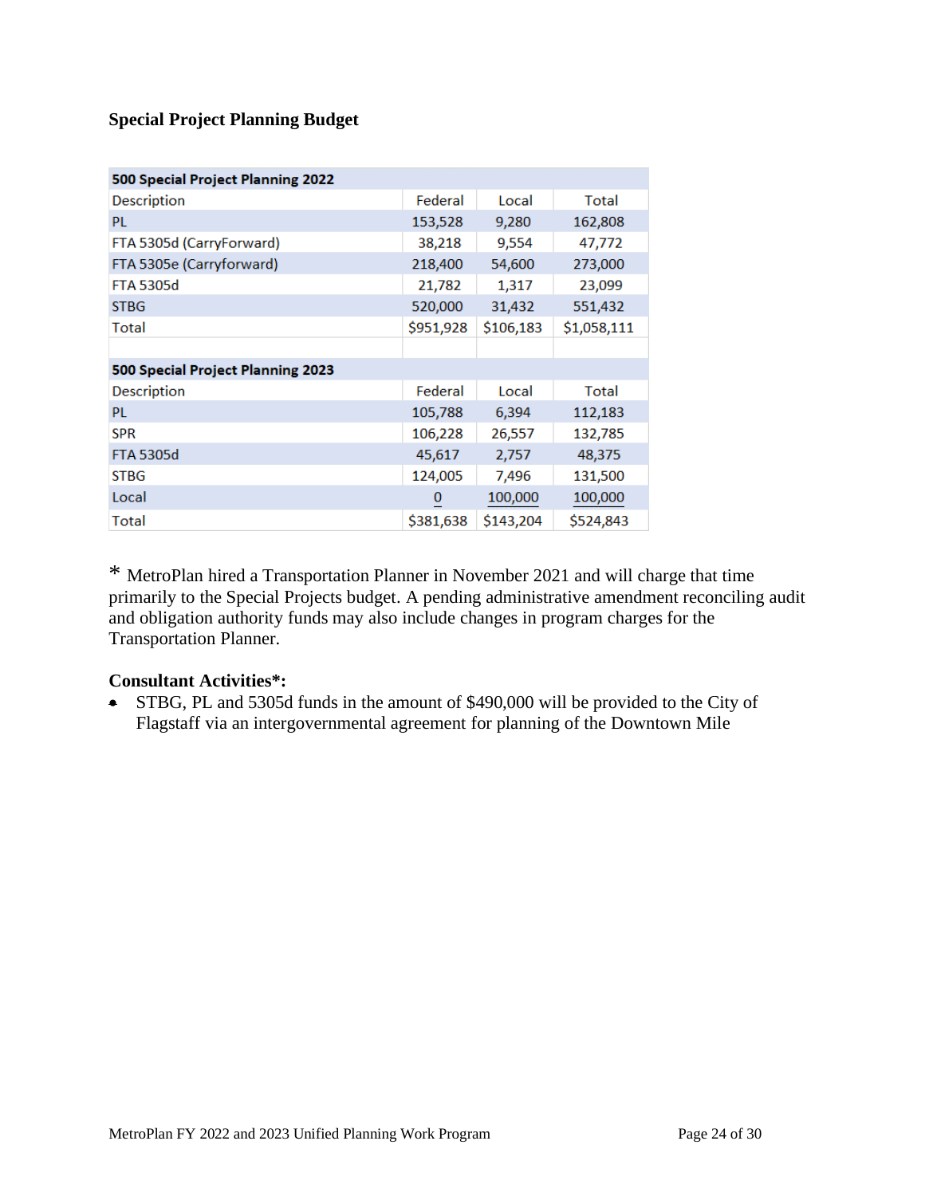### Special Project Planning Budget

| 500 Special Project Planning 2022 | | | |
|---|---|---|---|
| Description | Federal | Local | Total |
| PL | 153,528 | 9,280 | 162,808 |
| FTA 5305d (CarryForward) | 38,218 | 9,554 | 47,772 |
| FTA 5305e (Carryforward) | 218,400 | 54,600 | 273,000 |
| FTA 5305d | 21,782 | 1,317 | 23,099 |
| STBG | 520,000 | 31,432 | 551,432 |
| Total | $951,928 | $106,183 | $1,058,111 |
| | | | |
| **500 Special Project Planning 2023** | | | |
| Description | Federal | Local | Total |
| PL | 105,788 | 6,394 | 112,183 |
| SPR | 106,228 | 26,557 | 132,785 |
| FTA 5305d | 45,617 | 2,757 | 48,375 |
| STBG | 124,005 | 7,496 | 131,500 |
| Local | 0 | 100,000 | 100,000 |
| Total | $381,638 | $143,204 | $524,843 |

* MetroPlan hired a Transportation Planner in November 2021 and will charge that time primarily to the Special Projects budget. A pending administrative amendment reconciling audit and obligation authority funds may also include changes in program charges for the Transportation Planner.

**Consultant Activities*:**

- STBG, PL and 5305d funds in the amount of $490,000 will be provided to the City of Flagstaff via an intergovernmental agreement for planning of the Downtown Mile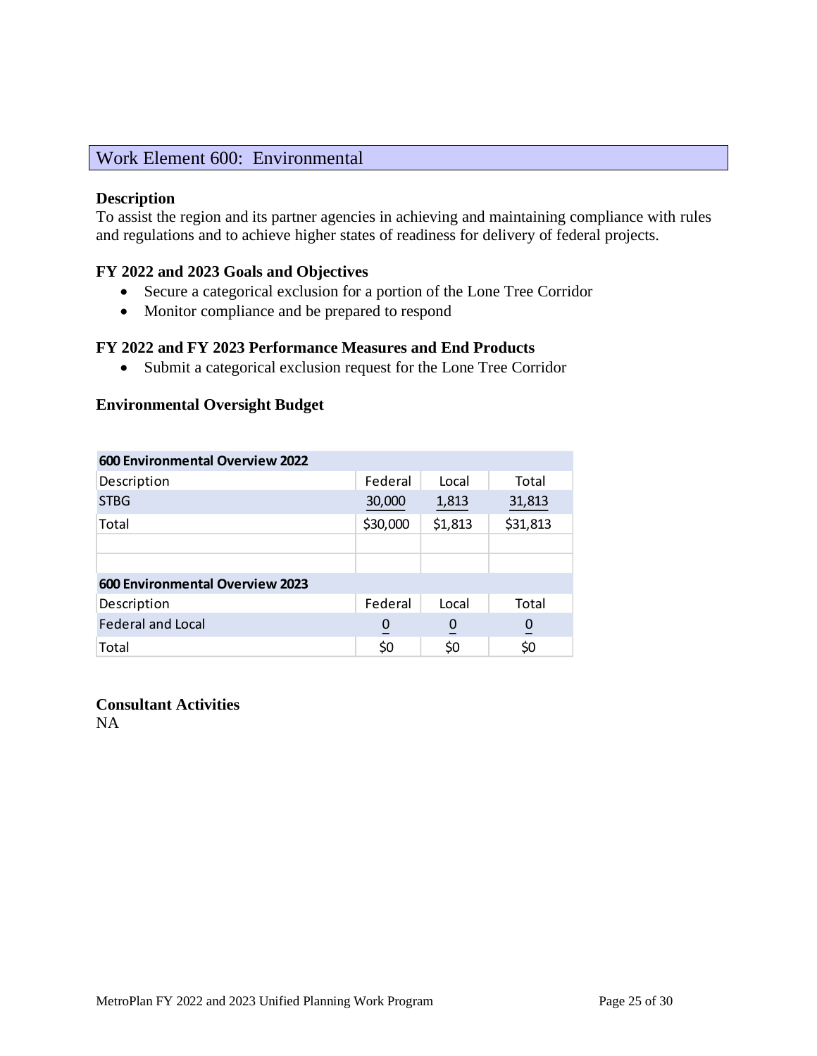## Work Element 600: Environmental

**Description**

To assist the region and its partner agencies in achieving and maintaining compliance with rules and regulations and to achieve higher states of readiness for delivery of federal projects.

**FY 2022 and 2023 Goals and Objectives**

- Secure a categorical exclusion for a portion of the Lone Tree Corridor
- Monitor compliance and be prepared to respond

**FY 2022 and FY 2023 Performance Measures and End Products**

- Submit a categorical exclusion request for the Lone Tree Corridor

**Environmental Oversight Budget**

| **600 Environmental Overview 2022** | | | |
|---|---|---|---|
| Description | Federal | Local | Total |
| STBG | 30,000 | 1,813 | 31,813 |
| Total | $30,000 | $1,813 | $31,813 |
| | | | |
| | | | |
| **600 Environmental Overview 2023** | | | |
| Description | Federal | Local | Total |
| Federal and Local | 0 | 0 | 0 |
| Total | $0 | $0 | $0 |

**Consultant Activities**

NA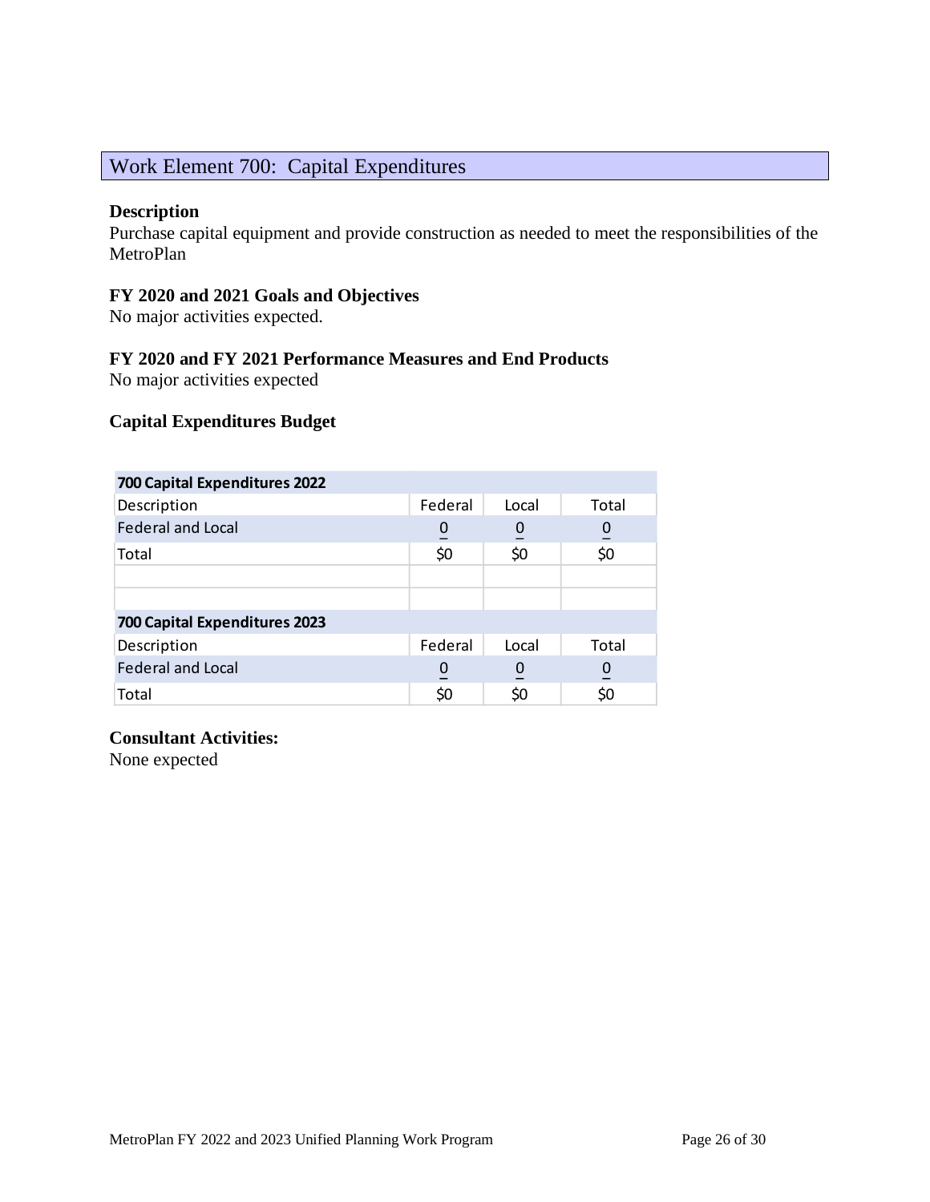## Work Element 700: Capital Expenditures

**Description**
Purchase capital equipment and provide construction as needed to meet the responsibilities of the MetroPlan

**FY 2020 and 2021 Goals and Objectives**
No major activities expected.

**FY 2020 and FY 2021 Performance Measures and End Products**
No major activities expected

**Capital Expenditures Budget**

| 700 Capital Expenditures 2022 | | | |
|---|---|---|---|
| Description | Federal | Local | Total |
| Federal and Local | 0 | 0 | 0 |
| Total | $0 | $0 | $0 |
| | | | |
| | | | |
| **700 Capital Expenditures 2023** | | | |
| Description | Federal | Local | Total |
| Federal and Local | 0 | 0 | 0 |
| Total | $0 | $0 | $0 |

**Consultant Activities:**
None expected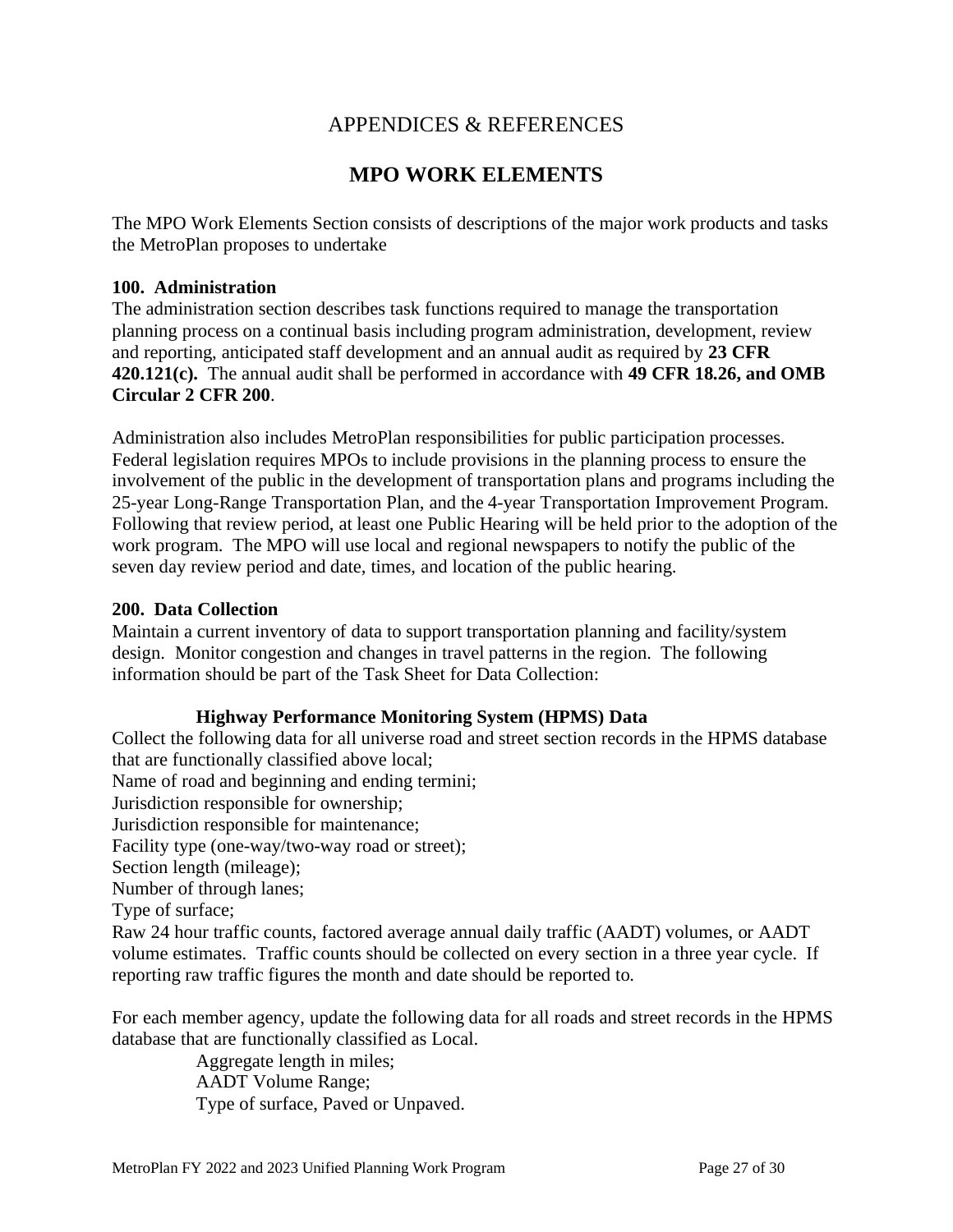# APPENDICES & REFERENCES

## MPO WORK ELEMENTS

The MPO Work Elements Section consists of descriptions of the major work products and tasks the MetroPlan proposes to undertake

**100. Administration**
The administration section describes task functions required to manage the transportation planning process on a continual basis including program administration, development, review and reporting, anticipated staff development and an annual audit as required by **23 CFR 420.121(c).** The annual audit shall be performed in accordance with **49 CFR 18.26, and OMB Circular 2 CFR 200**.

Administration also includes MetroPlan responsibilities for public participation processes. Federal legislation requires MPOs to include provisions in the planning process to ensure the involvement of the public in the development of transportation plans and programs including the 25-year Long-Range Transportation Plan, and the 4-year Transportation Improvement Program. Following that review period, at least one Public Hearing will be held prior to the adoption of the work program. The MPO will use local and regional newspapers to notify the public of the seven day review period and date, times, and location of the public hearing.

**200. Data Collection**
Maintain a current inventory of data to support transportation planning and facility/system design. Monitor congestion and changes in travel patterns in the region. The following information should be part of the Task Sheet for Data Collection:

**Highway Performance Monitoring System (HPMS) Data**

Collect the following data for all universe road and street section records in the HPMS database that are functionally classified above local;
Name of road and beginning and ending termini;
Jurisdiction responsible for ownership;
Jurisdiction responsible for maintenance;
Facility type (one-way/two-way road or street);
Section length (mileage);
Number of through lanes;
Type of surface;
Raw 24 hour traffic counts, factored average annual daily traffic (AADT) volumes, or AADT volume estimates. Traffic counts should be collected on every section in a three year cycle. If reporting raw traffic figures the month and date should be reported to.

For each member agency, update the following data for all roads and street records in the HPMS database that are functionally classified as Local.

Aggregate length in miles;
AADT Volume Range;
Type of surface, Paved or Unpaved.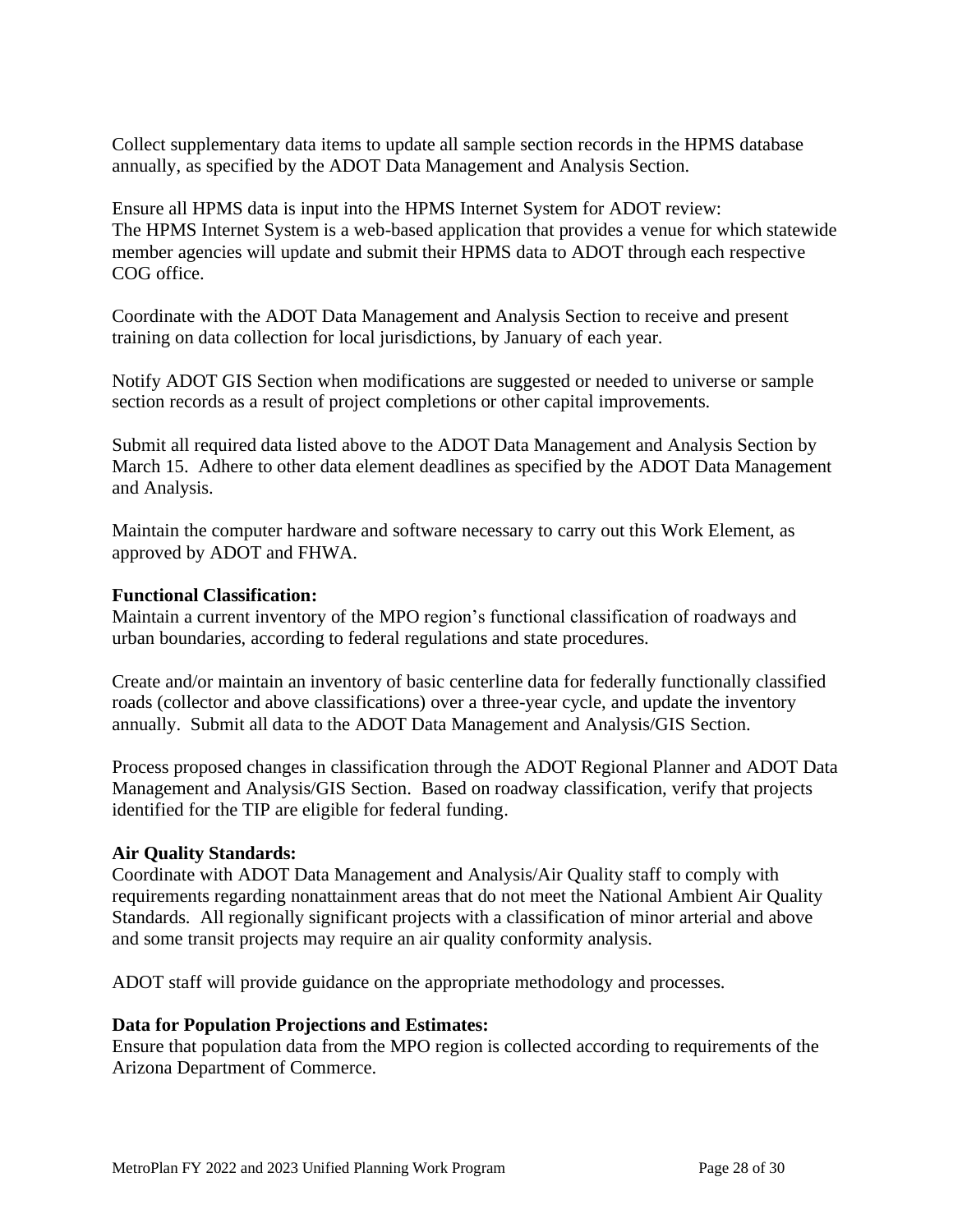Collect supplementary data items to update all sample section records in the HPMS database annually, as specified by the ADOT Data Management and Analysis Section.

Ensure all HPMS data is input into the HPMS Internet System for ADOT review:
The HPMS Internet System is a web-based application that provides a venue for which statewide member agencies will update and submit their HPMS data to ADOT through each respective COG office.

Coordinate with the ADOT Data Management and Analysis Section to receive and present training on data collection for local jurisdictions, by January of each year.

Notify ADOT GIS Section when modifications are suggested or needed to universe or sample section records as a result of project completions or other capital improvements.

Submit all required data listed above to the ADOT Data Management and Analysis Section by March 15. Adhere to other data element deadlines as specified by the ADOT Data Management and Analysis.

Maintain the computer hardware and software necessary to carry out this Work Element, as approved by ADOT and FHWA.

**Functional Classification:**
Maintain a current inventory of the MPO region's functional classification of roadways and urban boundaries, according to federal regulations and state procedures.

Create and/or maintain an inventory of basic centerline data for federally functionally classified roads (collector and above classifications) over a three-year cycle, and update the inventory annually. Submit all data to the ADOT Data Management and Analysis/GIS Section.

Process proposed changes in classification through the ADOT Regional Planner and ADOT Data Management and Analysis/GIS Section. Based on roadway classification, verify that projects identified for the TIP are eligible for federal funding.

**Air Quality Standards:**
Coordinate with ADOT Data Management and Analysis/Air Quality staff to comply with requirements regarding nonattainment areas that do not meet the National Ambient Air Quality Standards. All regionally significant projects with a classification of minor arterial and above and some transit projects may require an air quality conformity analysis.

ADOT staff will provide guidance on the appropriate methodology and processes.

**Data for Population Projections and Estimates:**
Ensure that population data from the MPO region is collected according to requirements of the Arizona Department of Commerce.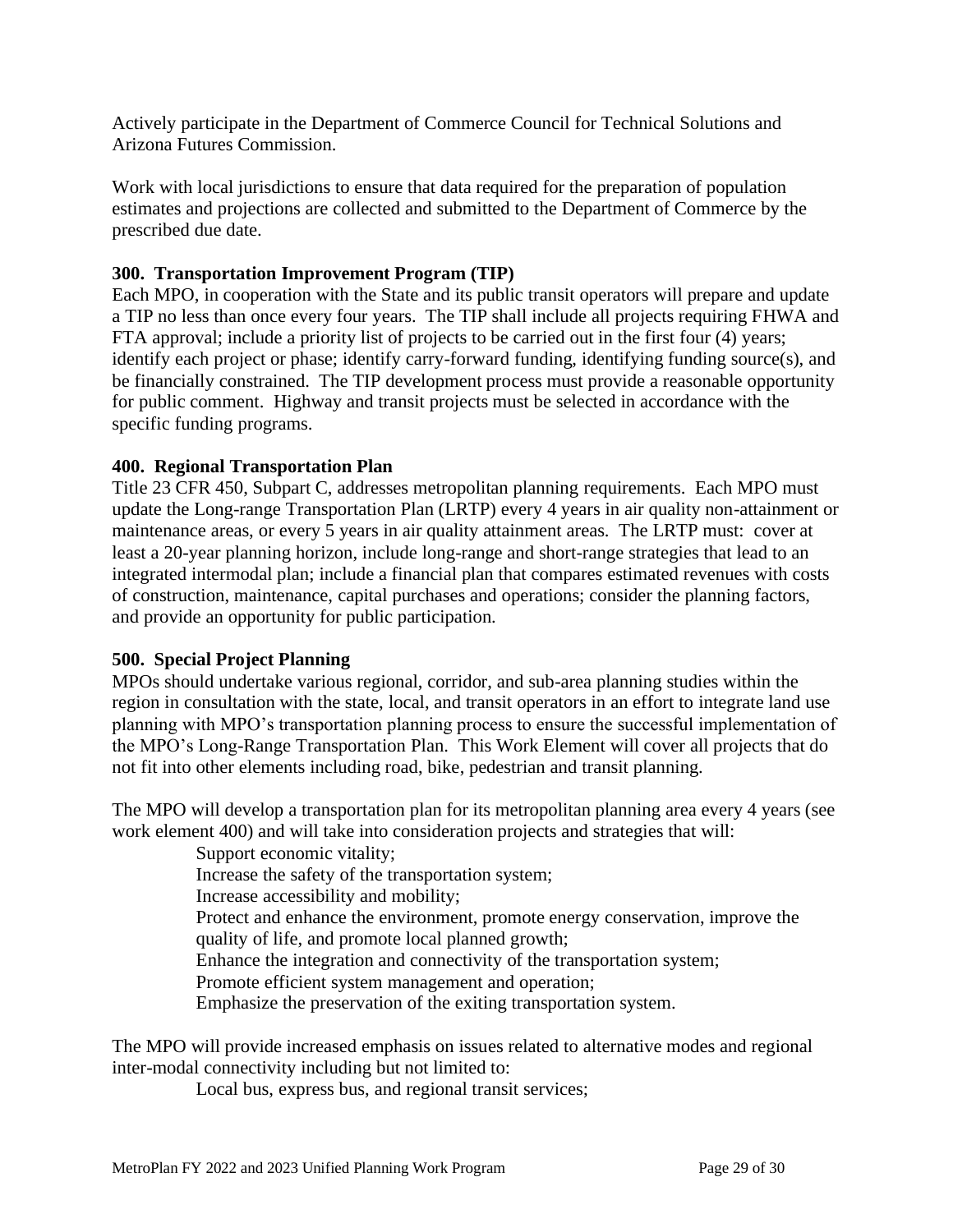Actively participate in the Department of Commerce Council for Technical Solutions and Arizona Futures Commission.

Work with local jurisdictions to ensure that data required for the preparation of population estimates and projections are collected and submitted to the Department of Commerce by the prescribed due date.

**300. Transportation Improvement Program (TIP)**
Each MPO, in cooperation with the State and its public transit operators will prepare and update a TIP no less than once every four years. The TIP shall include all projects requiring FHWA and FTA approval; include a priority list of projects to be carried out in the first four (4) years; identify each project or phase; identify carry-forward funding, identifying funding source(s), and be financially constrained. The TIP development process must provide a reasonable opportunity for public comment. Highway and transit projects must be selected in accordance with the specific funding programs.

**400. Regional Transportation Plan**
Title 23 CFR 450, Subpart C, addresses metropolitan planning requirements. Each MPO must update the Long-range Transportation Plan (LRTP) every 4 years in air quality non-attainment or maintenance areas, or every 5 years in air quality attainment areas. The LRTP must: cover at least a 20-year planning horizon, include long-range and short-range strategies that lead to an integrated intermodal plan; include a financial plan that compares estimated revenues with costs of construction, maintenance, capital purchases and operations; consider the planning factors, and provide an opportunity for public participation.

**500. Special Project Planning**
MPOs should undertake various regional, corridor, and sub-area planning studies within the region in consultation with the state, local, and transit operators in an effort to integrate land use planning with MPO's transportation planning process to ensure the successful implementation of the MPO's Long-Range Transportation Plan. This Work Element will cover all projects that do not fit into other elements including road, bike, pedestrian and transit planning.

The MPO will develop a transportation plan for its metropolitan planning area every 4 years (see work element 400) and will take into consideration projects and strategies that will:

- Support economic vitality;
- Increase the safety of the transportation system;
- Increase accessibility and mobility;
- Protect and enhance the environment, promote energy conservation, improve the quality of life, and promote local planned growth;
- Enhance the integration and connectivity of the transportation system;
- Promote efficient system management and operation;
- Emphasize the preservation of the exiting transportation system.

The MPO will provide increased emphasis on issues related to alternative modes and regional inter-modal connectivity including but not limited to:

- Local bus, express bus, and regional transit services;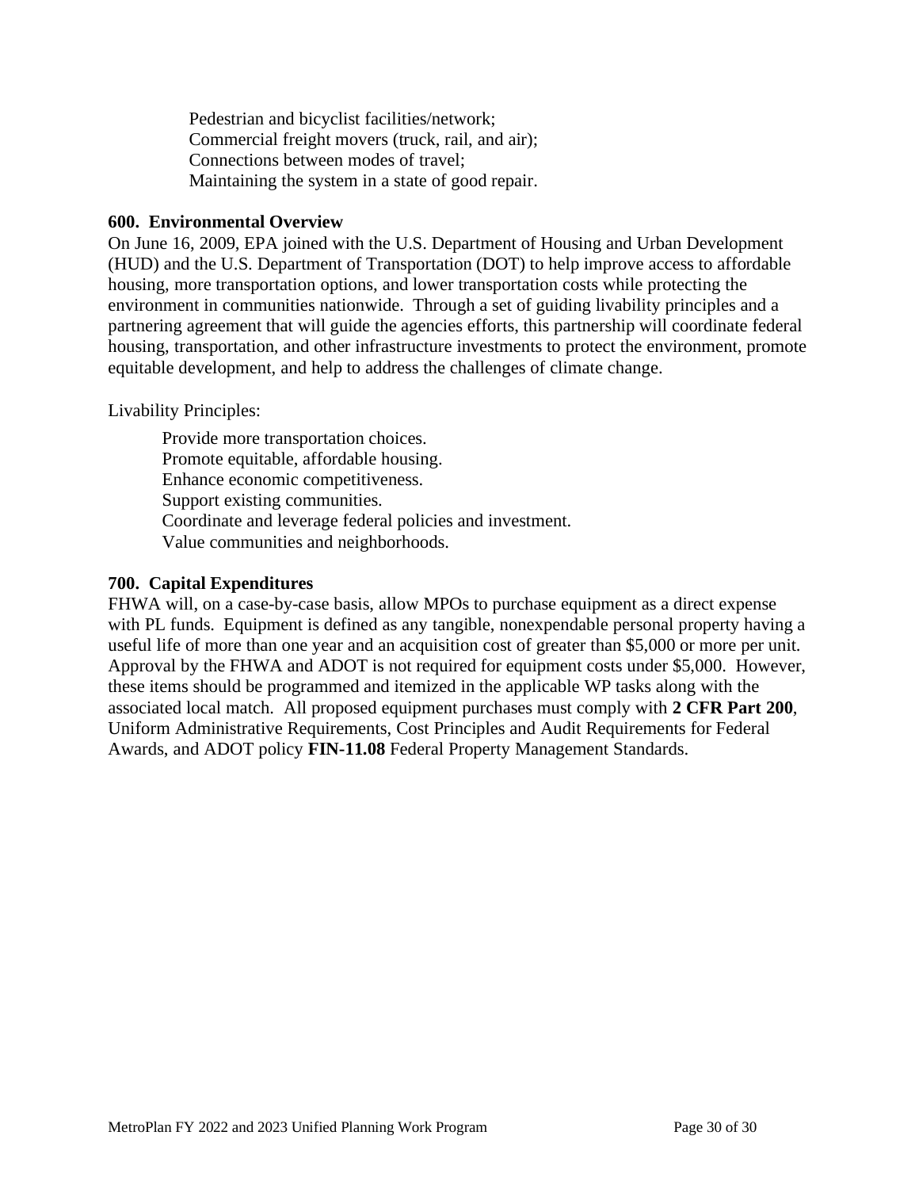Pedestrian and bicyclist facilities/network;
Commercial freight movers (truck, rail, and air);
Connections between modes of travel;
Maintaining the system in a state of good repair.

**600. Environmental Overview**

On June 16, 2009, EPA joined with the U.S. Department of Housing and Urban Development (HUD) and the U.S. Department of Transportation (DOT) to help improve access to affordable housing, more transportation options, and lower transportation costs while protecting the environment in communities nationwide. Through a set of guiding livability principles and a partnering agreement that will guide the agencies efforts, this partnership will coordinate federal housing, transportation, and other infrastructure investments to protect the environment, promote equitable development, and help to address the challenges of climate change.

Livability Principles:

Provide more transportation choices.
Promote equitable, affordable housing.
Enhance economic competitiveness.
Support existing communities.
Coordinate and leverage federal policies and investment.
Value communities and neighborhoods.

**700. Capital Expenditures**

FHWA will, on a case-by-case basis, allow MPOs to purchase equipment as a direct expense with PL funds. Equipment is defined as any tangible, nonexpendable personal property having a useful life of more than one year and an acquisition cost of greater than $5,000 or more per unit. Approval by the FHWA and ADOT is not required for equipment costs under $5,000. However, these items should be programmed and itemized in the applicable WP tasks along with the associated local match. All proposed equipment purchases must comply with **2 CFR Part 200**, Uniform Administrative Requirements, Cost Principles and Audit Requirements for Federal Awards, and ADOT policy **FIN-11.08** Federal Property Management Standards.